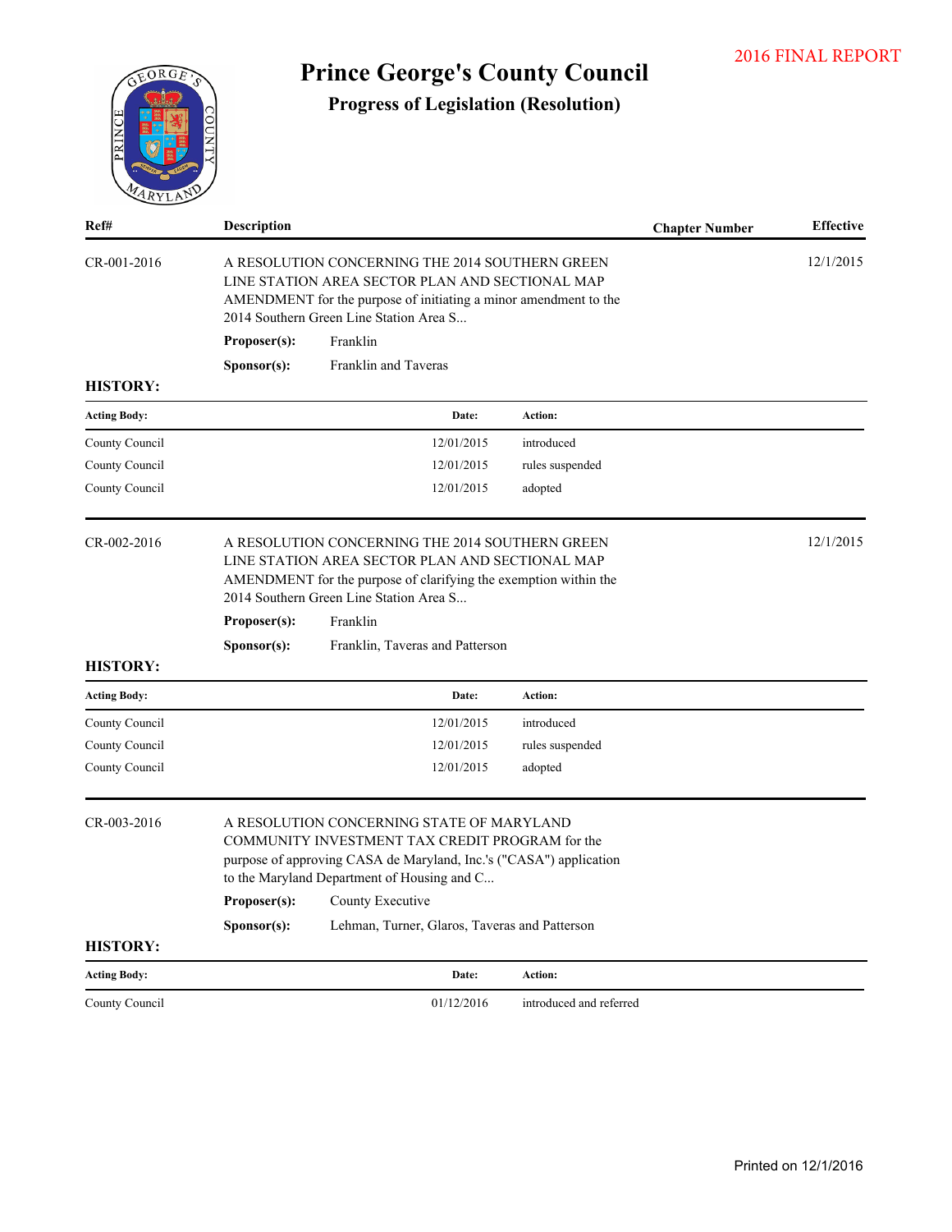2016 FINAL REPORT

# Prince George's County Council

## Progress of Legislation (Resolution)

| Ref# | Description | Chapter Number | Effective |
| --- | --- | --- | --- |
| CR-001-2016 | A RESOLUTION CONCERNING THE 2014 SOUTHERN GREEN LINE STATION AREA SECTOR PLAN AND SECTIONAL MAP AMENDMENT for the purpose of initiating a minor amendment to the 2014 Southern Green Line Station Area S... | | 12/1/2015 |

**Proposer(s):** Franklin

**Sponsor(s):** Franklin and Taveras

**HISTORY:**

| Acting Body: | Date: | Action: |
| --- | --- | --- |
| County Council | 12/01/2015 | introduced |
| County Council | 12/01/2015 | rules suspended |
| County Council | 12/01/2015 | adopted |

| Ref# | Description | Chapter Number | Effective |
| --- | --- | --- | --- |
| CR-002-2016 | A RESOLUTION CONCERNING THE 2014 SOUTHERN GREEN LINE STATION AREA SECTOR PLAN AND SECTIONAL MAP AMENDMENT for the purpose of clarifying the exemption within the 2014 Southern Green Line Station Area S... | | 12/1/2015 |

**Proposer(s):** Franklin

**Sponsor(s):** Franklin, Taveras and Patterson

**HISTORY:**

| Acting Body: | Date: | Action: |
| --- | --- | --- |
| County Council | 12/01/2015 | introduced |
| County Council | 12/01/2015 | rules suspended |
| County Council | 12/01/2015 | adopted |

| Ref# | Description | Chapter Number | Effective |
| --- | --- | --- | --- |
| CR-003-2016 | A RESOLUTION CONCERNING STATE OF MARYLAND COMMUNITY INVESTMENT TAX CREDIT PROGRAM for the purpose of approving CASA de Maryland, Inc.'s ("CASA") application to the Maryland Department of Housing and C... | | |

**Proposer(s):** County Executive

**Sponsor(s):** Lehman, Turner, Glaros, Taveras and Patterson

**HISTORY:**

| Acting Body: | Date: | Action: |
| --- | --- | --- |
| County Council | 01/12/2016 | introduced and referred |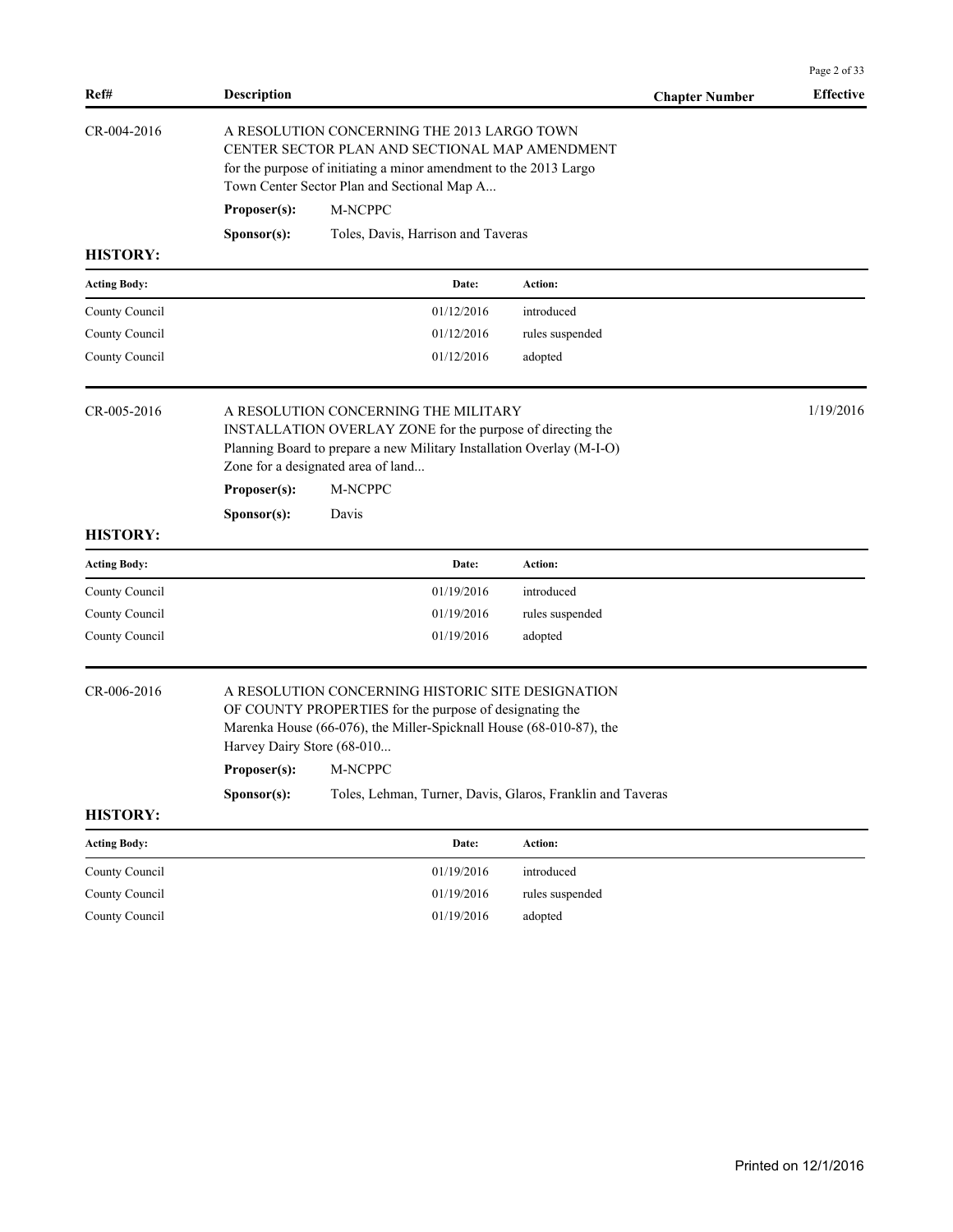| Ref# | Description | Chapter Number | Effective |
|---|---|---|---|

CR-004-2016

A RESOLUTION CONCERNING THE 2013 LARGO TOWN CENTER SECTOR PLAN AND SECTIONAL MAP AMENDMENT for the purpose of initiating a minor amendment to the 2013 Largo Town Center Sector Plan and Sectional Map A...

**Proposer(s):** M-NCPPC

**Sponsor(s):** Toles, Davis, Harrison and Taveras

**HISTORY:**

| Acting Body: | Date: | Action: |
|---|---|---|
| County Council | 01/12/2016 | introduced |
| County Council | 01/12/2016 | rules suspended |
| County Council | 01/12/2016 | adopted |

CR-005-2016 — Effective: 1/19/2016

A RESOLUTION CONCERNING THE MILITARY INSTALLATION OVERLAY ZONE for the purpose of directing the Planning Board to prepare a new Military Installation Overlay (M-I-O) Zone for a designated area of land...

**Proposer(s):** M-NCPPC

**Sponsor(s):** Davis

**HISTORY:**

| Acting Body: | Date: | Action: |
|---|---|---|
| County Council | 01/19/2016 | introduced |
| County Council | 01/19/2016 | rules suspended |
| County Council | 01/19/2016 | adopted |

CR-006-2016

A RESOLUTION CONCERNING HISTORIC SITE DESIGNATION OF COUNTY PROPERTIES for the purpose of designating the Marenka House (66-076), the Miller-Spicknall House (68-010-87), the Harvey Dairy Store (68-010...

**Proposer(s):** M-NCPPC

**Sponsor(s):** Toles, Lehman, Turner, Davis, Glaros, Franklin and Taveras

**HISTORY:**

| Acting Body: | Date: | Action: |
|---|---|---|
| County Council | 01/19/2016 | introduced |
| County Council | 01/19/2016 | rules suspended |
| County Council | 01/19/2016 | adopted |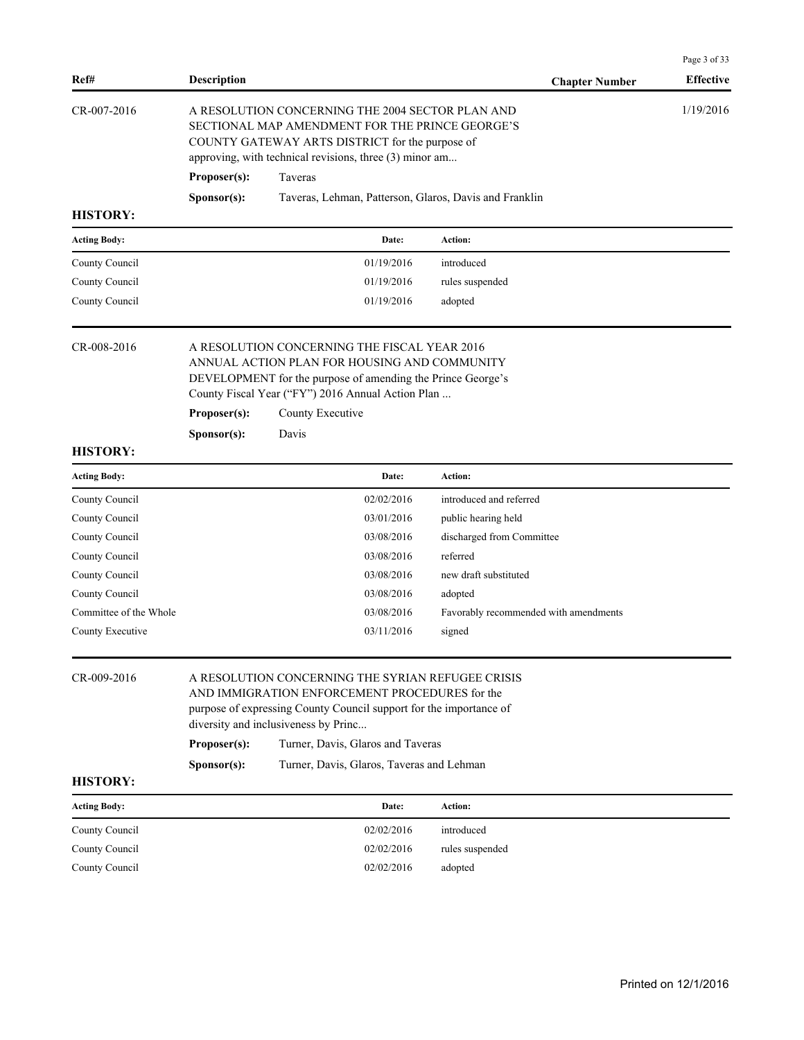| Ref# | Description | Chapter Number | Effective |
|---|---|---|---|
| CR-007-2016 | A RESOLUTION CONCERNING THE 2004 SECTOR PLAN AND SECTIONAL MAP AMENDMENT FOR THE PRINCE GEORGE'S COUNTY GATEWAY ARTS DISTRICT for the purpose of approving, with technical revisions, three (3) minor am... | | 1/19/2016 |

**Proposer(s):** Taveras

**Sponsor(s):** Taveras, Lehman, Patterson, Glaros, Davis and Franklin

**HISTORY:**

| Acting Body: | Date: | Action: |
|---|---|---|
| County Council | 01/19/2016 | introduced |
| County Council | 01/19/2016 | rules suspended |
| County Council | 01/19/2016 | adopted |

| Ref# | Description | Chapter Number | Effective |
|---|---|---|---|
| CR-008-2016 | A RESOLUTION CONCERNING THE FISCAL YEAR 2016 ANNUAL ACTION PLAN FOR HOUSING AND COMMUNITY DEVELOPMENT for the purpose of amending the Prince George's County Fiscal Year ("FY") 2016 Annual Action Plan ... | | |

**Proposer(s):** County Executive

**Sponsor(s):** Davis

**HISTORY:**

| Acting Body: | Date: | Action: |
|---|---|---|
| County Council | 02/02/2016 | introduced and referred |
| County Council | 03/01/2016 | public hearing held |
| County Council | 03/08/2016 | discharged from Committee |
| County Council | 03/08/2016 | referred |
| County Council | 03/08/2016 | new draft substituted |
| County Council | 03/08/2016 | adopted |
| Committee of the Whole | 03/08/2016 | Favorably recommended with amendments |
| County Executive | 03/11/2016 | signed |

| Ref# | Description | Chapter Number | Effective |
|---|---|---|---|
| CR-009-2016 | A RESOLUTION CONCERNING THE SYRIAN REFUGEE CRISIS AND IMMIGRATION ENFORCEMENT PROCEDURES for the purpose of expressing County Council support for the importance of diversity and inclusiveness by Princ... | | |

**Proposer(s):** Turner, Davis, Glaros and Taveras

**Sponsor(s):** Turner, Davis, Glaros, Taveras and Lehman

**HISTORY:**

| Acting Body: | Date: | Action: |
|---|---|---|
| County Council | 02/02/2016 | introduced |
| County Council | 02/02/2016 | rules suspended |
| County Council | 02/02/2016 | adopted |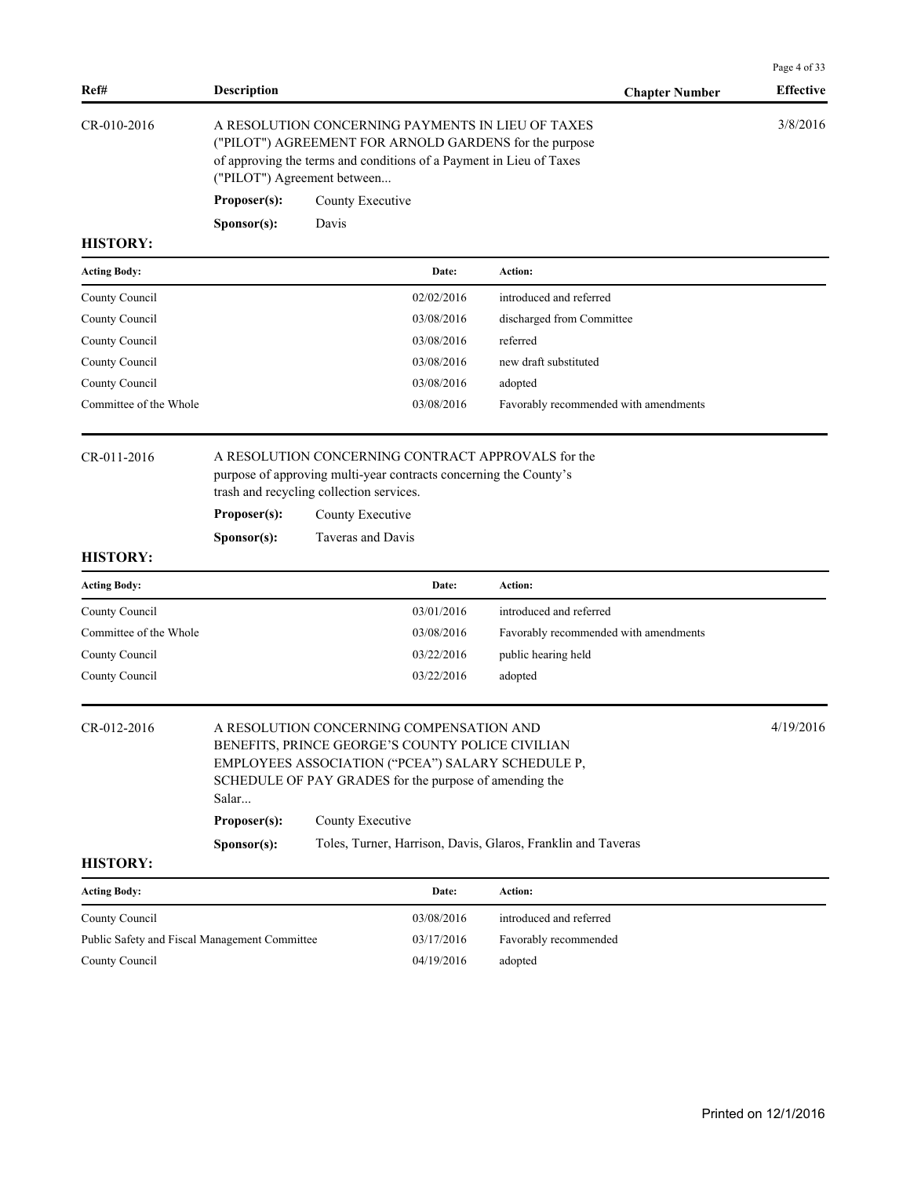| Ref# | Description | Chapter Number | Effective |
|---|---|---|---|

**CR-010-2016** — A RESOLUTION CONCERNING PAYMENTS IN LIEU OF TAXES ("PILOT") AGREEMENT FOR ARNOLD GARDENS for the purpose of approving the terms and conditions of a Payment in Lieu of Taxes ("PILOT") Agreement between... — Effective: 3/8/2016

**Proposer(s):** County Executive

**Sponsor(s):** Davis

**HISTORY:**

| Acting Body: | Date: | Action: |
|---|---|---|
| County Council | 02/02/2016 | introduced and referred |
| County Council | 03/08/2016 | discharged from Committee |
| County Council | 03/08/2016 | referred |
| County Council | 03/08/2016 | new draft substituted |
| County Council | 03/08/2016 | adopted |
| Committee of the Whole | 03/08/2016 | Favorably recommended with amendments |

**CR-011-2016** — A RESOLUTION CONCERNING CONTRACT APPROVALS for the purpose of approving multi-year contracts concerning the County's trash and recycling collection services.

**Proposer(s):** County Executive

**Sponsor(s):** Taveras and Davis

**HISTORY:**

| Acting Body: | Date: | Action: |
|---|---|---|
| County Council | 03/01/2016 | introduced and referred |
| Committee of the Whole | 03/08/2016 | Favorably recommended with amendments |
| County Council | 03/22/2016 | public hearing held |
| County Council | 03/22/2016 | adopted |

**CR-012-2016** — A RESOLUTION CONCERNING COMPENSATION AND BENEFITS, PRINCE GEORGE'S COUNTY POLICE CIVILIAN EMPLOYEES ASSOCIATION ("PCEA") SALARY SCHEDULE P, SCHEDULE OF PAY GRADES for the purpose of amending the Salar... — Effective: 4/19/2016

**Proposer(s):** County Executive

**Sponsor(s):** Toles, Turner, Harrison, Davis, Glaros, Franklin and Taveras

**HISTORY:**

| Acting Body: | Date: | Action: |
|---|---|---|
| County Council | 03/08/2016 | introduced and referred |
| Public Safety and Fiscal Management Committee | 03/17/2016 | Favorably recommended |
| County Council | 04/19/2016 | adopted |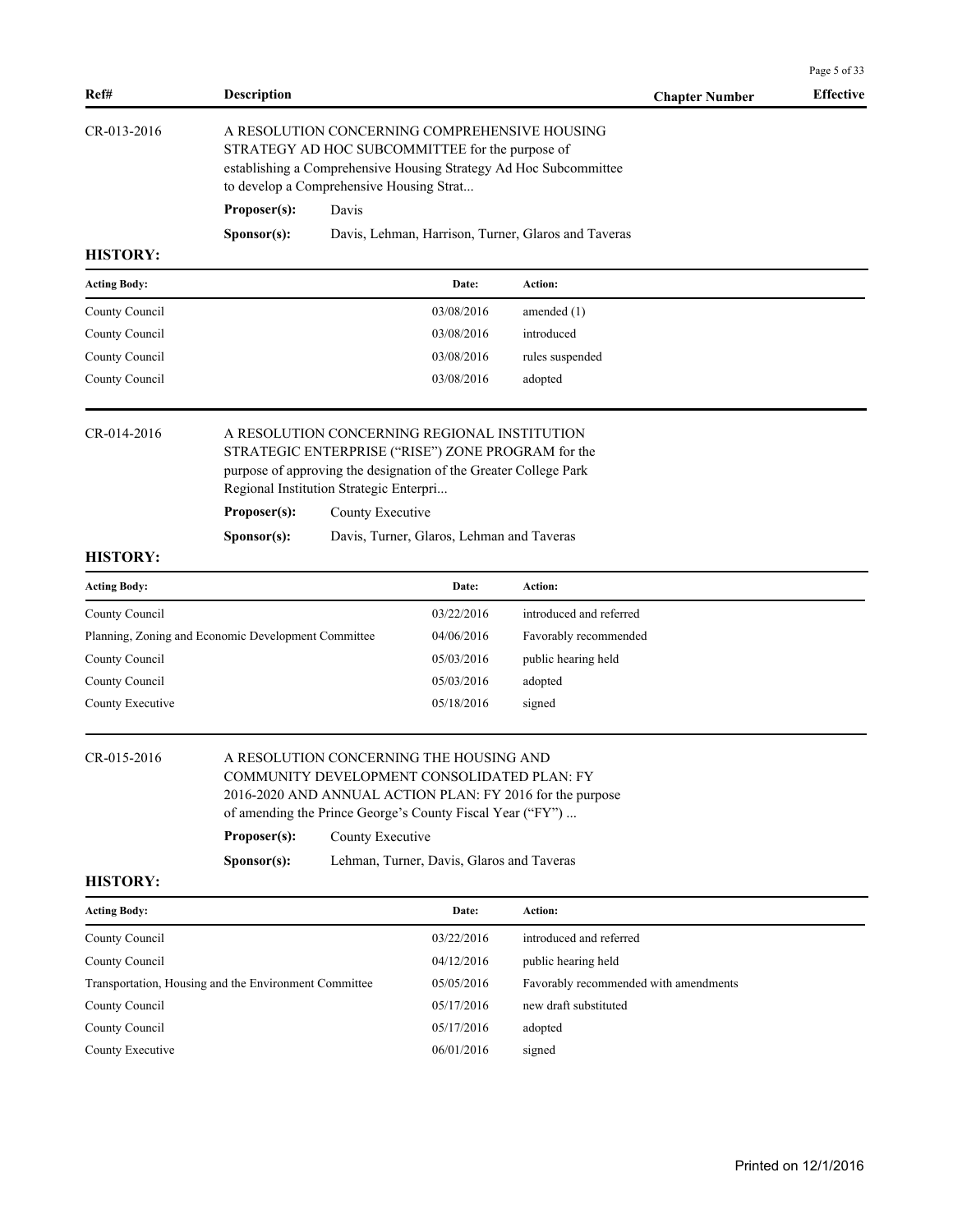| Ref# | Description | Chapter Number | Effective |
|---|---|---|---|

CR-013-2016

A RESOLUTION CONCERNING COMPREHENSIVE HOUSING STRATEGY AD HOC SUBCOMMITTEE for the purpose of establishing a Comprehensive Housing Strategy Ad Hoc Subcommittee to develop a Comprehensive Housing Strat...

**Proposer(s):** Davis

**Sponsor(s):** Davis, Lehman, Harrison, Turner, Glaros and Taveras

**HISTORY:**

| Acting Body: | Date: | Action: |
|---|---|---|
| County Council | 03/08/2016 | amended (1) |
| County Council | 03/08/2016 | introduced |
| County Council | 03/08/2016 | rules suspended |
| County Council | 03/08/2016 | adopted |

CR-014-2016

A RESOLUTION CONCERNING REGIONAL INSTITUTION STRATEGIC ENTERPRISE ("RISE") ZONE PROGRAM for the purpose of approving the designation of the Greater College Park Regional Institution Strategic Enterpri...

**Proposer(s):** County Executive

**Sponsor(s):** Davis, Turner, Glaros, Lehman and Taveras

**HISTORY:**

| Acting Body: | Date: | Action: |
|---|---|---|
| County Council | 03/22/2016 | introduced and referred |
| Planning, Zoning and Economic Development Committee | 04/06/2016 | Favorably recommended |
| County Council | 05/03/2016 | public hearing held |
| County Council | 05/03/2016 | adopted |
| County Executive | 05/18/2016 | signed |

CR-015-2016

A RESOLUTION CONCERNING THE HOUSING AND COMMUNITY DEVELOPMENT CONSOLIDATED PLAN: FY 2016-2020 AND ANNUAL ACTION PLAN: FY 2016 for the purpose of amending the Prince George's County Fiscal Year ("FY") ...

**Proposer(s):** County Executive

**Sponsor(s):** Lehman, Turner, Davis, Glaros and Taveras

**HISTORY:**

| Acting Body: | Date: | Action: |
|---|---|---|
| County Council | 03/22/2016 | introduced and referred |
| County Council | 04/12/2016 | public hearing held |
| Transportation, Housing and the Environment Committee | 05/05/2016 | Favorably recommended with amendments |
| County Council | 05/17/2016 | new draft substituted |
| County Council | 05/17/2016 | adopted |
| County Executive | 06/01/2016 | signed |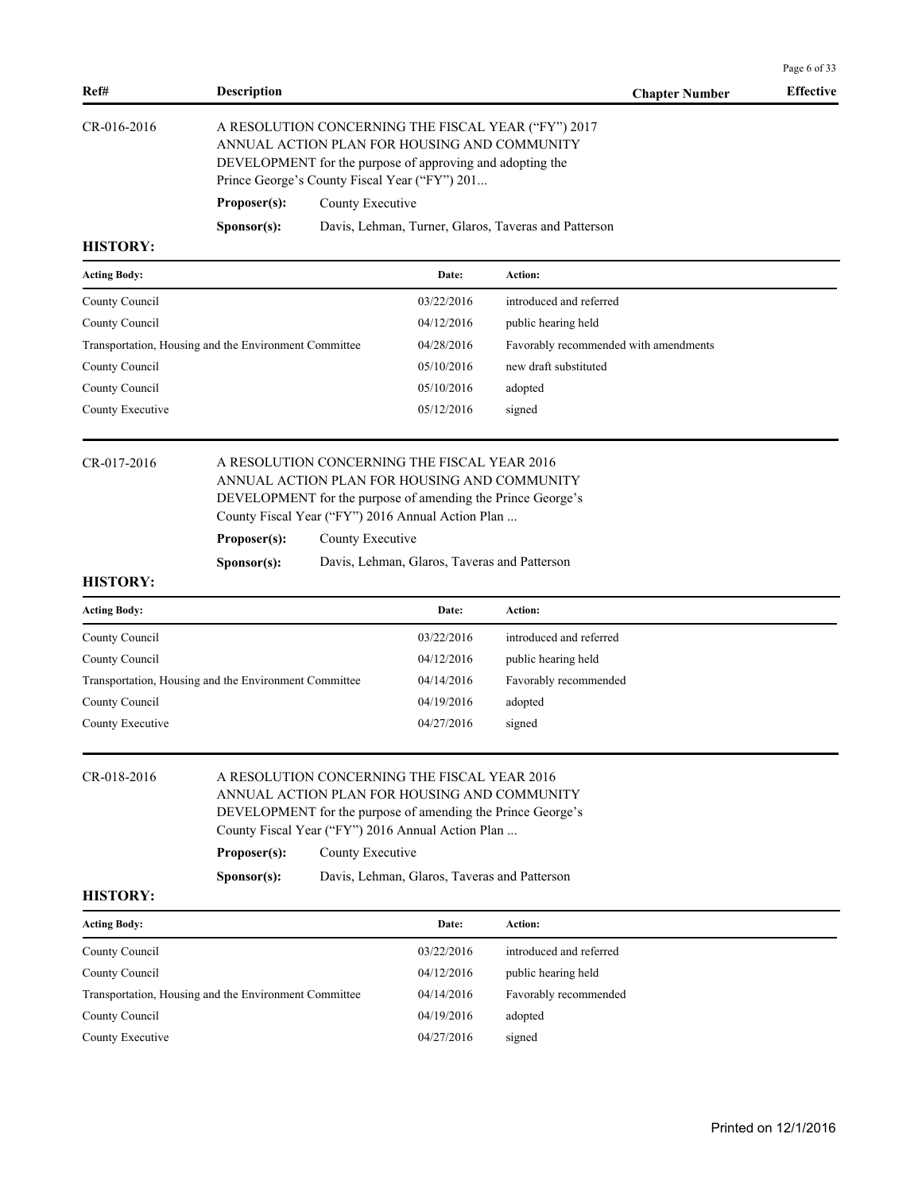| Ref# | Description | Chapter Number | Effective |
|---|---|---|---|

## CR-016-2016

A RESOLUTION CONCERNING THE FISCAL YEAR ("FY") 2017 ANNUAL ACTION PLAN FOR HOUSING AND COMMUNITY DEVELOPMENT for the purpose of approving and adopting the Prince George's County Fiscal Year ("FY") 201...

**Proposer(s):** County Executive

**Sponsor(s):** Davis, Lehman, Turner, Glaros, Taveras and Patterson

**HISTORY:**

| Acting Body: | Date: | Action: |
|---|---|---|
| County Council | 03/22/2016 | introduced and referred |
| County Council | 04/12/2016 | public hearing held |
| Transportation, Housing and the Environment Committee | 04/28/2016 | Favorably recommended with amendments |
| County Council | 05/10/2016 | new draft substituted |
| County Council | 05/10/2016 | adopted |
| County Executive | 05/12/2016 | signed |

## CR-017-2016

A RESOLUTION CONCERNING THE FISCAL YEAR 2016 ANNUAL ACTION PLAN FOR HOUSING AND COMMUNITY DEVELOPMENT for the purpose of amending the Prince George's County Fiscal Year ("FY") 2016 Annual Action Plan ...

**Proposer(s):** County Executive

**Sponsor(s):** Davis, Lehman, Glaros, Taveras and Patterson

**HISTORY:**

| Acting Body: | Date: | Action: |
|---|---|---|
| County Council | 03/22/2016 | introduced and referred |
| County Council | 04/12/2016 | public hearing held |
| Transportation, Housing and the Environment Committee | 04/14/2016 | Favorably recommended |
| County Council | 04/19/2016 | adopted |
| County Executive | 04/27/2016 | signed |

## CR-018-2016

A RESOLUTION CONCERNING THE FISCAL YEAR 2016 ANNUAL ACTION PLAN FOR HOUSING AND COMMUNITY DEVELOPMENT for the purpose of amending the Prince George's County Fiscal Year ("FY") 2016 Annual Action Plan ...

**Proposer(s):** County Executive

**Sponsor(s):** Davis, Lehman, Glaros, Taveras and Patterson

**HISTORY:**

| Acting Body: | Date: | Action: |
|---|---|---|
| County Council | 03/22/2016 | introduced and referred |
| County Council | 04/12/2016 | public hearing held |
| Transportation, Housing and the Environment Committee | 04/14/2016 | Favorably recommended |
| County Council | 04/19/2016 | adopted |
| County Executive | 04/27/2016 | signed |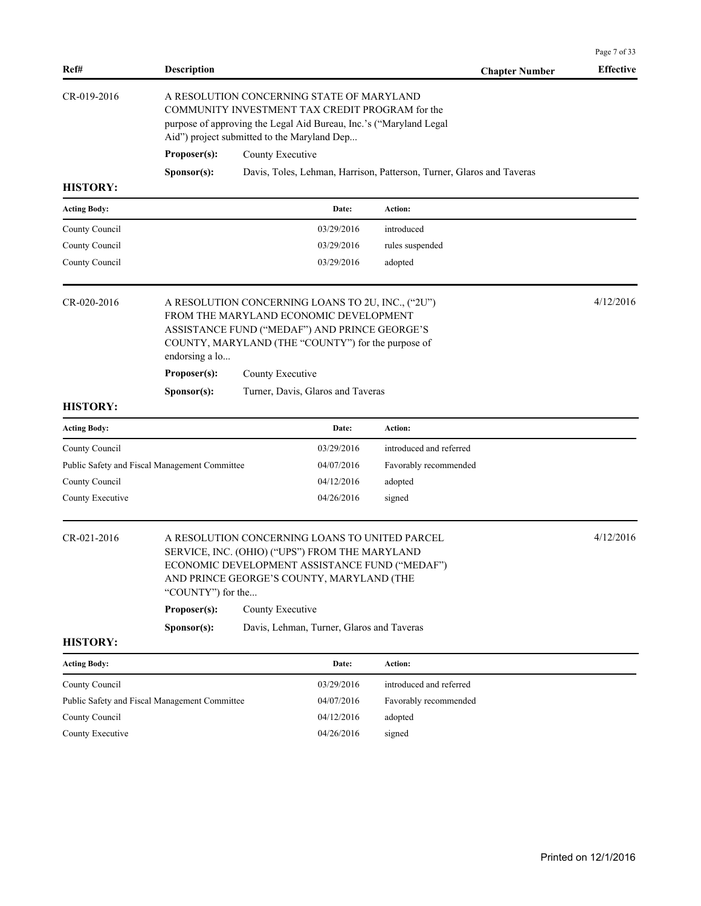| Ref# | Description | Chapter Number | Effective |
|---|---|---|---|

**CR-019-2016**

A RESOLUTION CONCERNING STATE OF MARYLAND COMMUNITY INVESTMENT TAX CREDIT PROGRAM for the purpose of approving the Legal Aid Bureau, Inc.'s ("Maryland Legal Aid") project submitted to the Maryland Dep...

**Proposer(s):** County Executive

**Sponsor(s):** Davis, Toles, Lehman, Harrison, Patterson, Turner, Glaros and Taveras

**HISTORY:**

| Acting Body: | Date: | Action: |
|---|---|---|
| County Council | 03/29/2016 | introduced |
| County Council | 03/29/2016 | rules suspended |
| County Council | 03/29/2016 | adopted |

**CR-020-2016** — Effective: 4/12/2016

A RESOLUTION CONCERNING LOANS TO 2U, INC., ("2U") FROM THE MARYLAND ECONOMIC DEVELOPMENT ASSISTANCE FUND ("MEDAF") AND PRINCE GEORGE'S COUNTY, MARYLAND (THE "COUNTY") for the purpose of endorsing a lo...

**Proposer(s):** County Executive

**Sponsor(s):** Turner, Davis, Glaros and Taveras

**HISTORY:**

| Acting Body: | Date: | Action: |
|---|---|---|
| County Council | 03/29/2016 | introduced and referred |
| Public Safety and Fiscal Management Committee | 04/07/2016 | Favorably recommended |
| County Council | 04/12/2016 | adopted |
| County Executive | 04/26/2016 | signed |

**CR-021-2016** — Effective: 4/12/2016

A RESOLUTION CONCERNING LOANS TO UNITED PARCEL SERVICE, INC. (OHIO) ("UPS") FROM THE MARYLAND ECONOMIC DEVELOPMENT ASSISTANCE FUND ("MEDAF") AND PRINCE GEORGE'S COUNTY, MARYLAND (THE "COUNTY") for the...

**Proposer(s):** County Executive

**Sponsor(s):** Davis, Lehman, Turner, Glaros and Taveras

**HISTORY:**

| Acting Body: | Date: | Action: |
|---|---|---|
| County Council | 03/29/2016 | introduced and referred |
| Public Safety and Fiscal Management Committee | 04/07/2016 | Favorably recommended |
| County Council | 04/12/2016 | adopted |
| County Executive | 04/26/2016 | signed |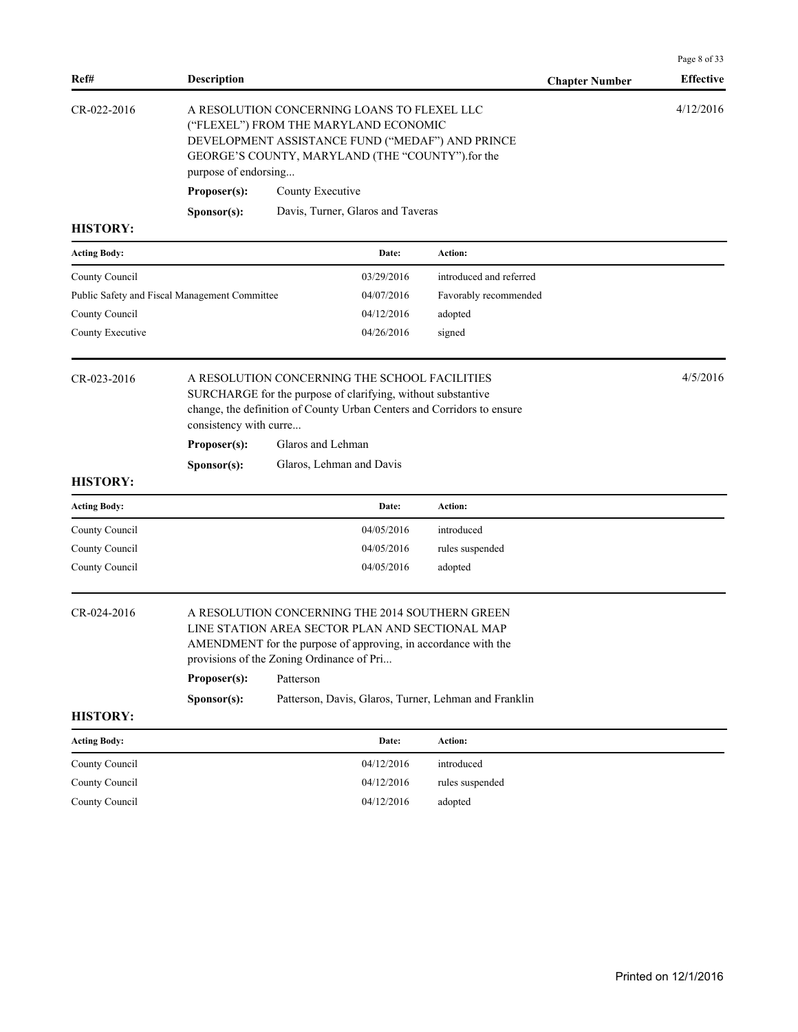| Ref# | Description | Chapter Number | Effective |
|---|---|---|---|
| CR-022-2016 | A RESOLUTION CONCERNING LOANS TO FLEXEL LLC ("FLEXEL") FROM THE MARYLAND ECONOMIC DEVELOPMENT ASSISTANCE FUND ("MEDAF") AND PRINCE GEORGE'S COUNTY, MARYLAND (THE "COUNTY").for the purpose of endorsing... | | 4/12/2016 |

**Proposer(s):** County Executive

**Sponsor(s):** Davis, Turner, Glaros and Taveras

**HISTORY:**

| Acting Body: | Date: | Action: |
|---|---|---|
| County Council | 03/29/2016 | introduced and referred |
| Public Safety and Fiscal Management Committee | 04/07/2016 | Favorably recommended |
| County Council | 04/12/2016 | adopted |
| County Executive | 04/26/2016 | signed |

| Ref# | Description | Chapter Number | Effective |
|---|---|---|---|
| CR-023-2016 | A RESOLUTION CONCERNING THE SCHOOL FACILITIES SURCHARGE for the purpose of clarifying, without substantive change, the definition of County Urban Centers and Corridors to ensure consistency with curre... | | 4/5/2016 |

**Proposer(s):** Glaros and Lehman

**Sponsor(s):** Glaros, Lehman and Davis

**HISTORY:**

| Acting Body: | Date: | Action: |
|---|---|---|
| County Council | 04/05/2016 | introduced |
| County Council | 04/05/2016 | rules suspended |
| County Council | 04/05/2016 | adopted |

| Ref# | Description | Chapter Number | Effective |
|---|---|---|---|
| CR-024-2016 | A RESOLUTION CONCERNING THE 2014 SOUTHERN GREEN LINE STATION AREA SECTOR PLAN AND SECTIONAL MAP AMENDMENT for the purpose of approving, in accordance with the provisions of the Zoning Ordinance of Pri... | | |

**Proposer(s):** Patterson

**Sponsor(s):** Patterson, Davis, Glaros, Turner, Lehman and Franklin

**HISTORY:**

| Acting Body: | Date: | Action: |
|---|---|---|
| County Council | 04/12/2016 | introduced |
| County Council | 04/12/2016 | rules suspended |
| County Council | 04/12/2016 | adopted |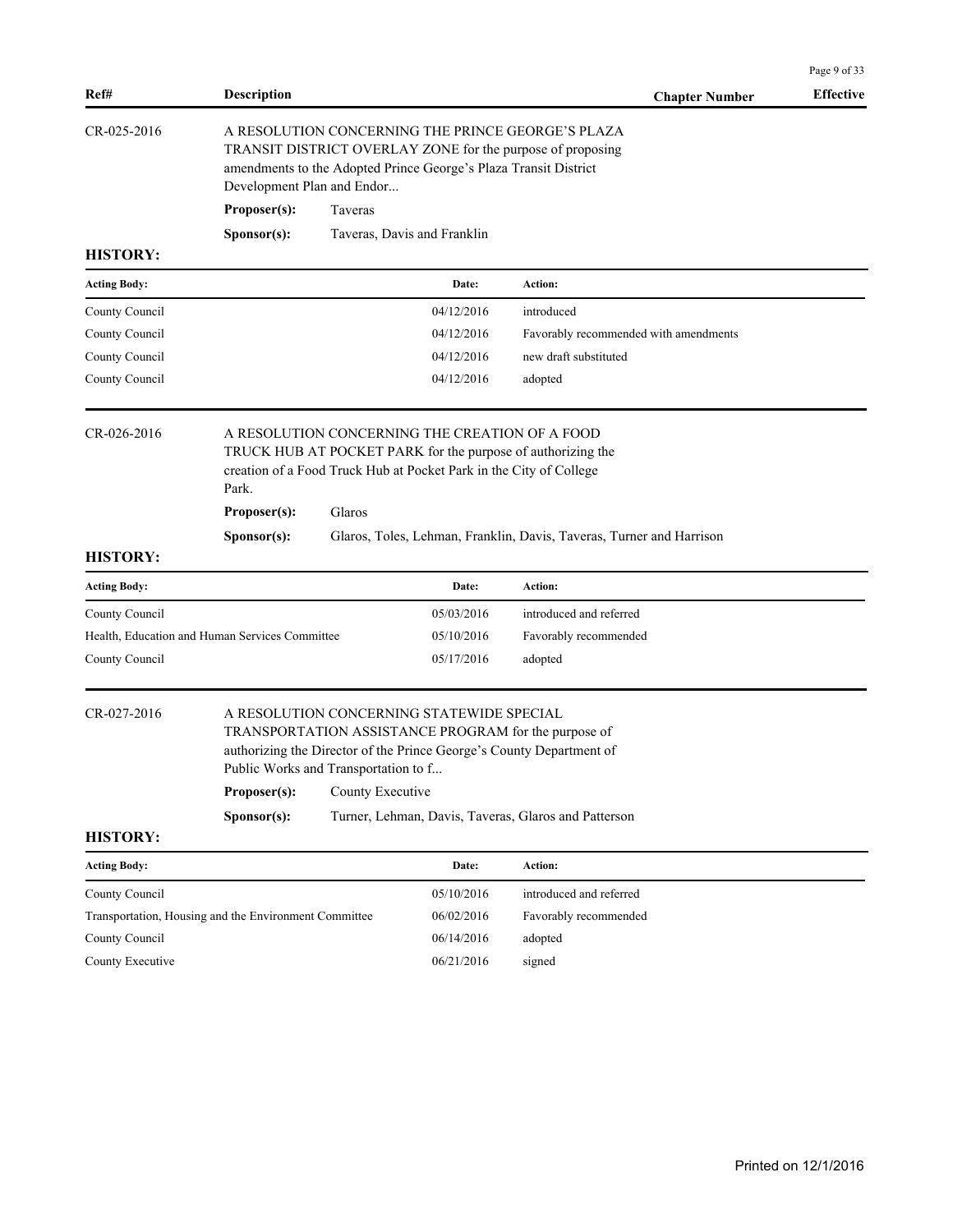| Ref# | Description | Chapter Number | Effective |
|---|---|---|---|

CR-025-2016

A RESOLUTION CONCERNING THE PRINCE GEORGE'S PLAZA TRANSIT DISTRICT OVERLAY ZONE for the purpose of proposing amendments to the Adopted Prince George's Plaza Transit District Development Plan and Endor...

**Proposer(s):** Taveras

**Sponsor(s):** Taveras, Davis and Franklin

**HISTORY:**

| Acting Body: | Date: | Action: |
|---|---|---|
| County Council | 04/12/2016 | introduced |
| County Council | 04/12/2016 | Favorably recommended with amendments |
| County Council | 04/12/2016 | new draft substituted |
| County Council | 04/12/2016 | adopted |

CR-026-2016

A RESOLUTION CONCERNING THE CREATION OF A FOOD TRUCK HUB AT POCKET PARK for the purpose of authorizing the creation of a Food Truck Hub at Pocket Park in the City of College Park.

**Proposer(s):** Glaros

**Sponsor(s):** Glaros, Toles, Lehman, Franklin, Davis, Taveras, Turner and Harrison

**HISTORY:**

| Acting Body: | Date: | Action: |
|---|---|---|
| County Council | 05/03/2016 | introduced and referred |
| Health, Education and Human Services Committee | 05/10/2016 | Favorably recommended |
| County Council | 05/17/2016 | adopted |

CR-027-2016

A RESOLUTION CONCERNING STATEWIDE SPECIAL TRANSPORTATION ASSISTANCE PROGRAM for the purpose of authorizing the Director of the Prince George's County Department of Public Works and Transportation to f...

**Proposer(s):** County Executive

**Sponsor(s):** Turner, Lehman, Davis, Taveras, Glaros and Patterson

**HISTORY:**

| Acting Body: | Date: | Action: |
|---|---|---|
| County Council | 05/10/2016 | introduced and referred |
| Transportation, Housing and the Environment Committee | 06/02/2016 | Favorably recommended |
| County Council | 06/14/2016 | adopted |
| County Executive | 06/21/2016 | signed |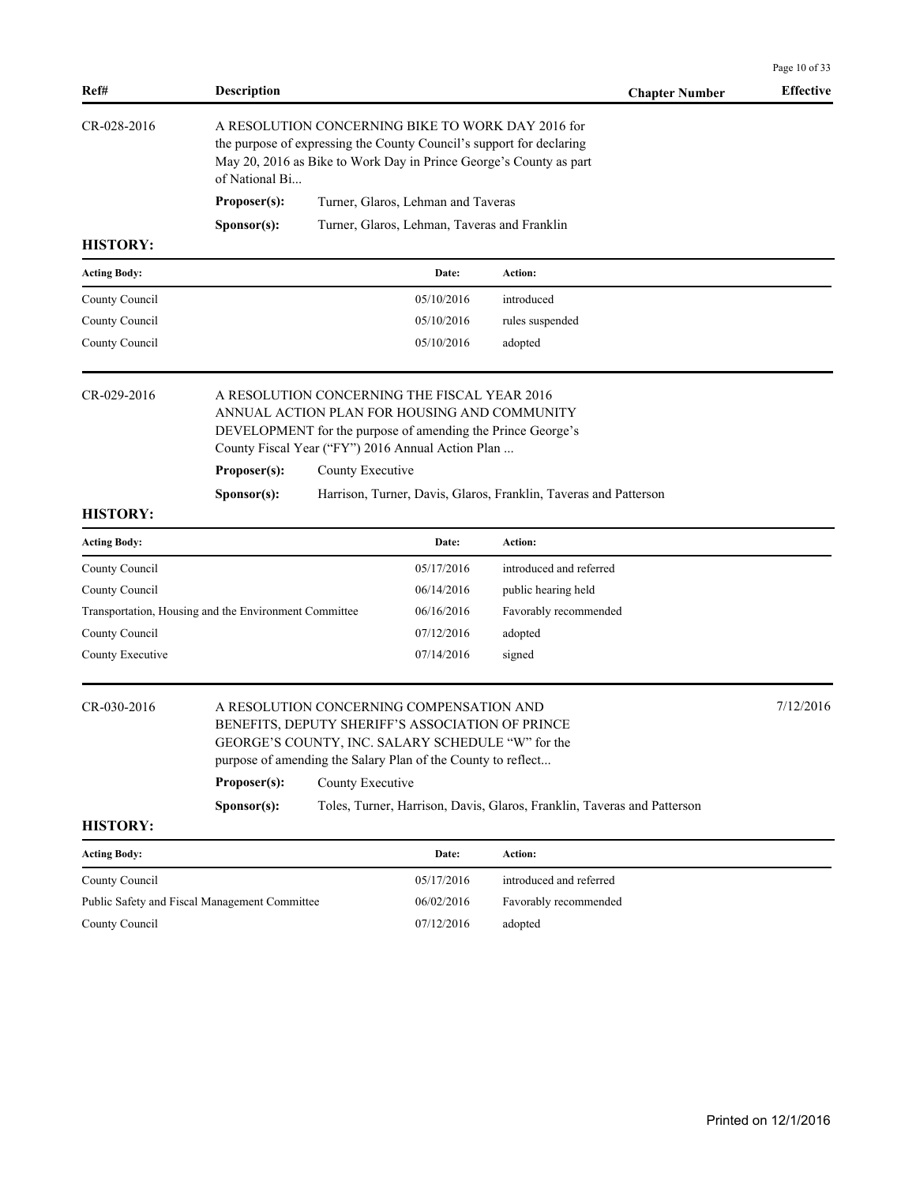| Ref# | Description | Chapter Number | Effective |
|---|---|---|---|

**CR-028-2016**

A RESOLUTION CONCERNING BIKE TO WORK DAY 2016 for the purpose of expressing the County Council's support for declaring May 20, 2016 as Bike to Work Day in Prince George's County as part of National Bi...

**Proposer(s):** Turner, Glaros, Lehman and Taveras

**Sponsor(s):** Turner, Glaros, Lehman, Taveras and Franklin

**HISTORY:**

| Acting Body: | Date: | Action: |
|---|---|---|
| County Council | 05/10/2016 | introduced |
| County Council | 05/10/2016 | rules suspended |
| County Council | 05/10/2016 | adopted |

**CR-029-2016**

A RESOLUTION CONCERNING THE FISCAL YEAR 2016 ANNUAL ACTION PLAN FOR HOUSING AND COMMUNITY DEVELOPMENT for the purpose of amending the Prince George's County Fiscal Year ("FY") 2016 Annual Action Plan ...

**Proposer(s):** County Executive

**Sponsor(s):** Harrison, Turner, Davis, Glaros, Franklin, Taveras and Patterson

**HISTORY:**

| Acting Body: | Date: | Action: |
|---|---|---|
| County Council | 05/17/2016 | introduced and referred |
| County Council | 06/14/2016 | public hearing held |
| Transportation, Housing and the Environment Committee | 06/16/2016 | Favorably recommended |
| County Council | 07/12/2016 | adopted |
| County Executive | 07/14/2016 | signed |

**CR-030-2016** — Effective: 7/12/2016

A RESOLUTION CONCERNING COMPENSATION AND BENEFITS, DEPUTY SHERIFF'S ASSOCIATION OF PRINCE GEORGE'S COUNTY, INC. SALARY SCHEDULE "W" for the purpose of amending the Salary Plan of the County to reflect...

**Proposer(s):** County Executive

**Sponsor(s):** Toles, Turner, Harrison, Davis, Glaros, Franklin, Taveras and Patterson

**HISTORY:**

| Acting Body: | Date: | Action: |
|---|---|---|
| County Council | 05/17/2016 | introduced and referred |
| Public Safety and Fiscal Management Committee | 06/02/2016 | Favorably recommended |
| County Council | 07/12/2016 | adopted |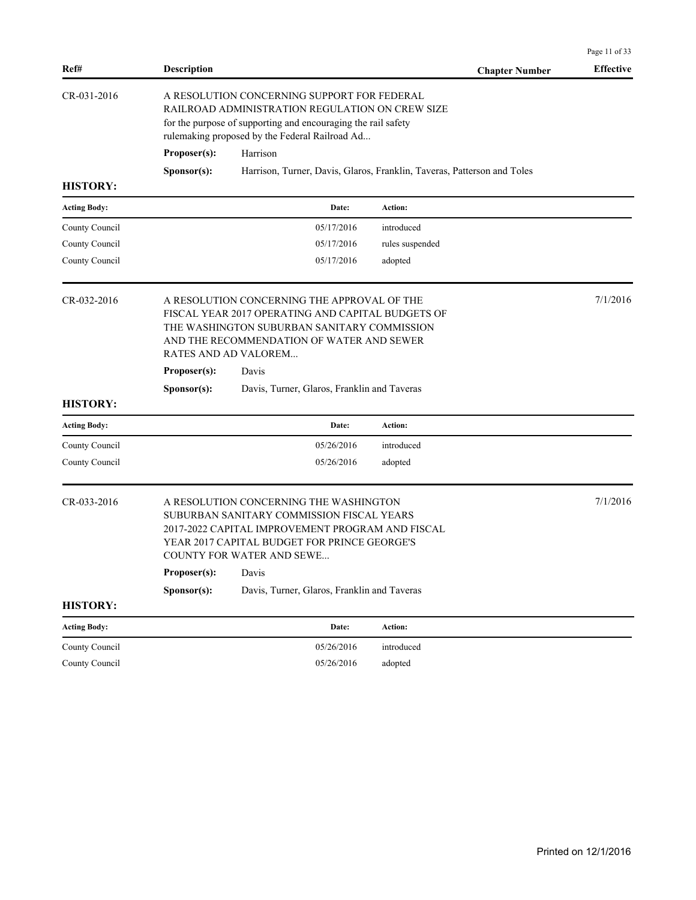| Ref# | Description | Chapter Number | Effective |
|---|---|---|---|
| CR-031-2016 | A RESOLUTION CONCERNING SUPPORT FOR FEDERAL RAILROAD ADMINISTRATION REGULATION ON CREW SIZE for the purpose of supporting and encouraging the rail safety rulemaking proposed by the Federal Railroad Ad... | | |

**Proposer(s):** Harrison

**Sponsor(s):** Harrison, Turner, Davis, Glaros, Franklin, Taveras, Patterson and Toles

**HISTORY:**

| Acting Body: | Date: | Action: |
|---|---|---|
| County Council | 05/17/2016 | introduced |
| County Council | 05/17/2016 | rules suspended |
| County Council | 05/17/2016 | adopted |

| Ref# | Description | Chapter Number | Effective |
|---|---|---|---|
| CR-032-2016 | A RESOLUTION CONCERNING THE APPROVAL OF THE FISCAL YEAR 2017 OPERATING AND CAPITAL BUDGETS OF THE WASHINGTON SUBURBAN SANITARY COMMISSION AND THE RECOMMENDATION OF WATER AND SEWER RATES AND AD VALOREM... | | 7/1/2016 |

**Proposer(s):** Davis

**Sponsor(s):** Davis, Turner, Glaros, Franklin and Taveras

**HISTORY:**

| Acting Body: | Date: | Action: |
|---|---|---|
| County Council | 05/26/2016 | introduced |
| County Council | 05/26/2016 | adopted |

| Ref# | Description | Chapter Number | Effective |
|---|---|---|---|
| CR-033-2016 | A RESOLUTION CONCERNING THE WASHINGTON SUBURBAN SANITARY COMMISSION FISCAL YEARS 2017-2022 CAPITAL IMPROVEMENT PROGRAM AND FISCAL YEAR 2017 CAPITAL BUDGET FOR PRINCE GEORGE'S COUNTY FOR WATER AND SEWE... | | 7/1/2016 |

**Proposer(s):** Davis

**Sponsor(s):** Davis, Turner, Glaros, Franklin and Taveras

**HISTORY:**

| Acting Body: | Date: | Action: |
|---|---|---|
| County Council | 05/26/2016 | introduced |
| County Council | 05/26/2016 | adopted |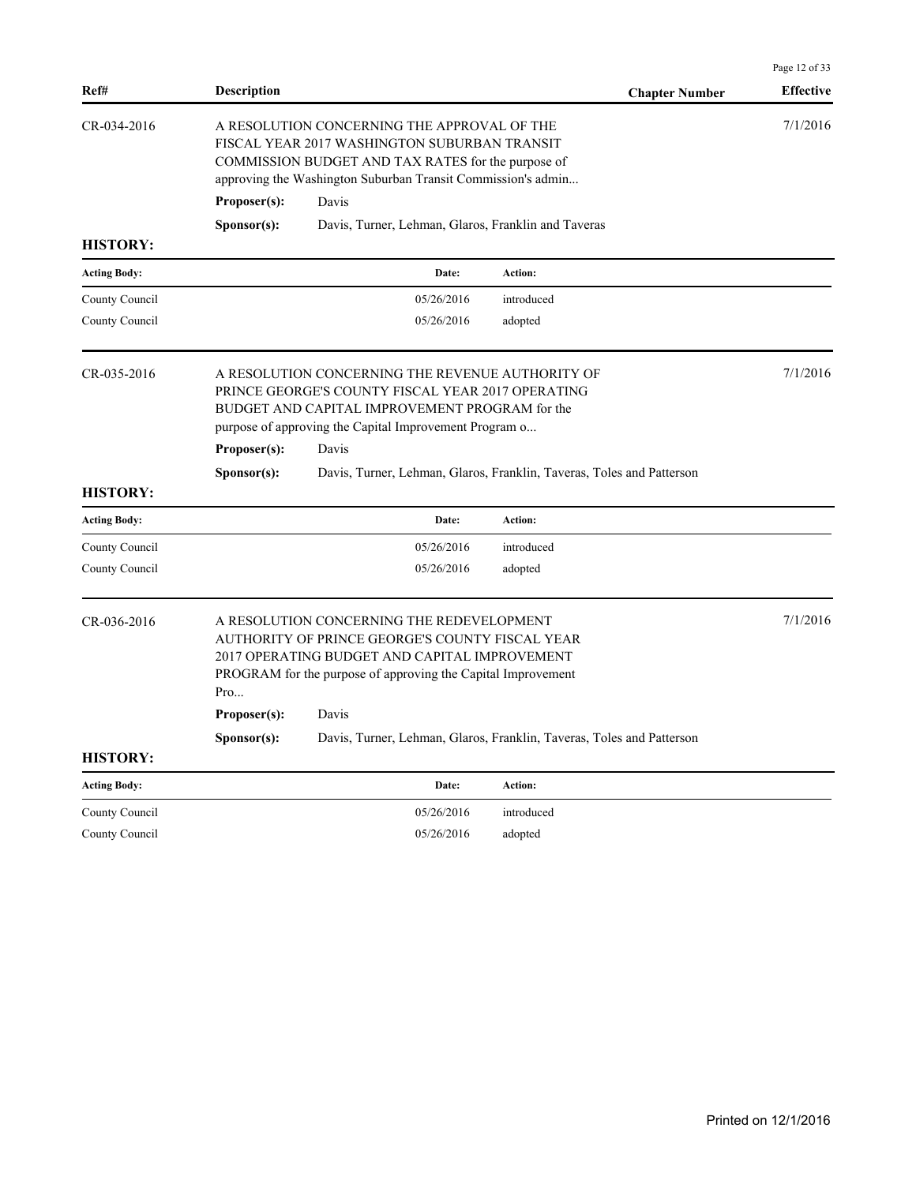| Ref# | Description | Chapter Number | Effective |
|---|---|---|---|
| CR-034-2016 | A RESOLUTION CONCERNING THE APPROVAL OF THE FISCAL YEAR 2017 WASHINGTON SUBURBAN TRANSIT COMMISSION BUDGET AND TAX RATES for the purpose of approving the Washington Suburban Transit Commission's admin... | | 7/1/2016 |

**Proposer(s):** Davis

**Sponsor(s):** Davis, Turner, Lehman, Glaros, Franklin and Taveras

**HISTORY:**

| Acting Body: | Date: | Action: |
|---|---|---|
| County Council | 05/26/2016 | introduced |
| County Council | 05/26/2016 | adopted |

| Ref# | Description | Chapter Number | Effective |
|---|---|---|---|
| CR-035-2016 | A RESOLUTION CONCERNING THE REVENUE AUTHORITY OF PRINCE GEORGE'S COUNTY FISCAL YEAR 2017 OPERATING BUDGET AND CAPITAL IMPROVEMENT PROGRAM for the purpose of approving the Capital Improvement Program o... | | 7/1/2016 |

**Proposer(s):** Davis

**Sponsor(s):** Davis, Turner, Lehman, Glaros, Franklin, Taveras, Toles and Patterson

**HISTORY:**

| Acting Body: | Date: | Action: |
|---|---|---|
| County Council | 05/26/2016 | introduced |
| County Council | 05/26/2016 | adopted |

| Ref# | Description | Chapter Number | Effective |
|---|---|---|---|
| CR-036-2016 | A RESOLUTION CONCERNING THE REDEVELOPMENT AUTHORITY OF PRINCE GEORGE'S COUNTY FISCAL YEAR 2017 OPERATING BUDGET AND CAPITAL IMPROVEMENT PROGRAM for the purpose of approving the Capital Improvement Pro... | | 7/1/2016 |

**Proposer(s):** Davis

**Sponsor(s):** Davis, Turner, Lehman, Glaros, Franklin, Taveras, Toles and Patterson

**HISTORY:**

| Acting Body: | Date: | Action: |
|---|---|---|
| County Council | 05/26/2016 | introduced |
| County Council | 05/26/2016 | adopted |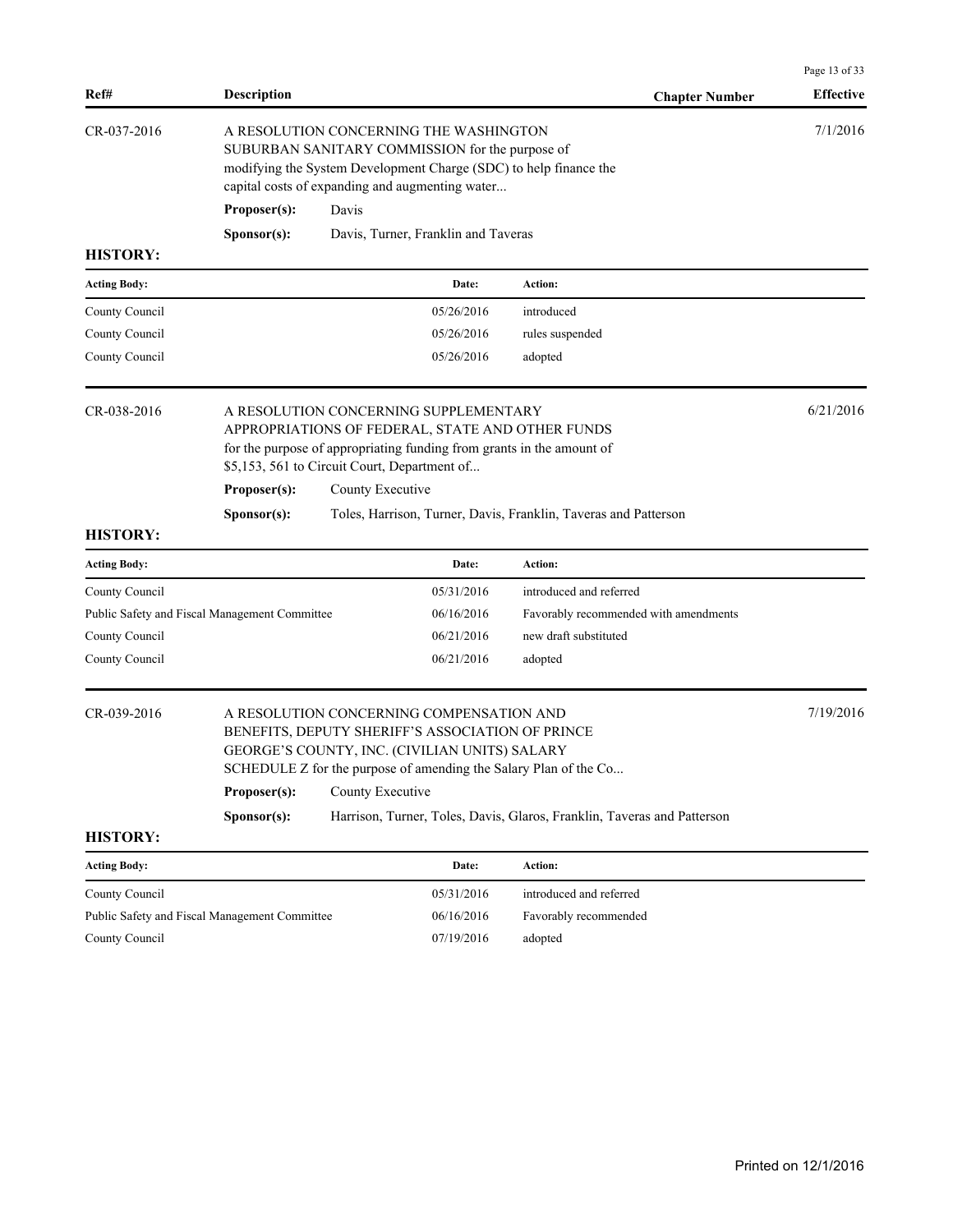| Ref# | Description | Chapter Number | Effective |
|---|---|---|---|

## CR-037-2016

A RESOLUTION CONCERNING THE WASHINGTON SUBURBAN SANITARY COMMISSION for the purpose of modifying the System Development Charge (SDC) to help finance the capital costs of expanding and augmenting water...

**Effective:** 7/1/2016

**Proposer(s):** Davis

**Sponsor(s):** Davis, Turner, Franklin and Taveras

**HISTORY:**

| Acting Body: | Date: | Action: |
|---|---|---|
| County Council | 05/26/2016 | introduced |
| County Council | 05/26/2016 | rules suspended |
| County Council | 05/26/2016 | adopted |

## CR-038-2016

A RESOLUTION CONCERNING SUPPLEMENTARY APPROPRIATIONS OF FEDERAL, STATE AND OTHER FUNDS for the purpose of appropriating funding from grants in the amount of $5,153, 561 to Circuit Court, Department of...

**Effective:** 6/21/2016

**Proposer(s):** County Executive

**Sponsor(s):** Toles, Harrison, Turner, Davis, Franklin, Taveras and Patterson

**HISTORY:**

| Acting Body: | Date: | Action: |
|---|---|---|
| County Council | 05/31/2016 | introduced and referred |
| Public Safety and Fiscal Management Committee | 06/16/2016 | Favorably recommended with amendments |
| County Council | 06/21/2016 | new draft substituted |
| County Council | 06/21/2016 | adopted |

## CR-039-2016

A RESOLUTION CONCERNING COMPENSATION AND BENEFITS, DEPUTY SHERIFF'S ASSOCIATION OF PRINCE GEORGE'S COUNTY, INC. (CIVILIAN UNITS) SALARY SCHEDULE Z for the purpose of amending the Salary Plan of the Co...

**Effective:** 7/19/2016

**Proposer(s):** County Executive

**Sponsor(s):** Harrison, Turner, Toles, Davis, Glaros, Franklin, Taveras and Patterson

**HISTORY:**

| Acting Body: | Date: | Action: |
|---|---|---|
| County Council | 05/31/2016 | introduced and referred |
| Public Safety and Fiscal Management Committee | 06/16/2016 | Favorably recommended |
| County Council | 07/19/2016 | adopted |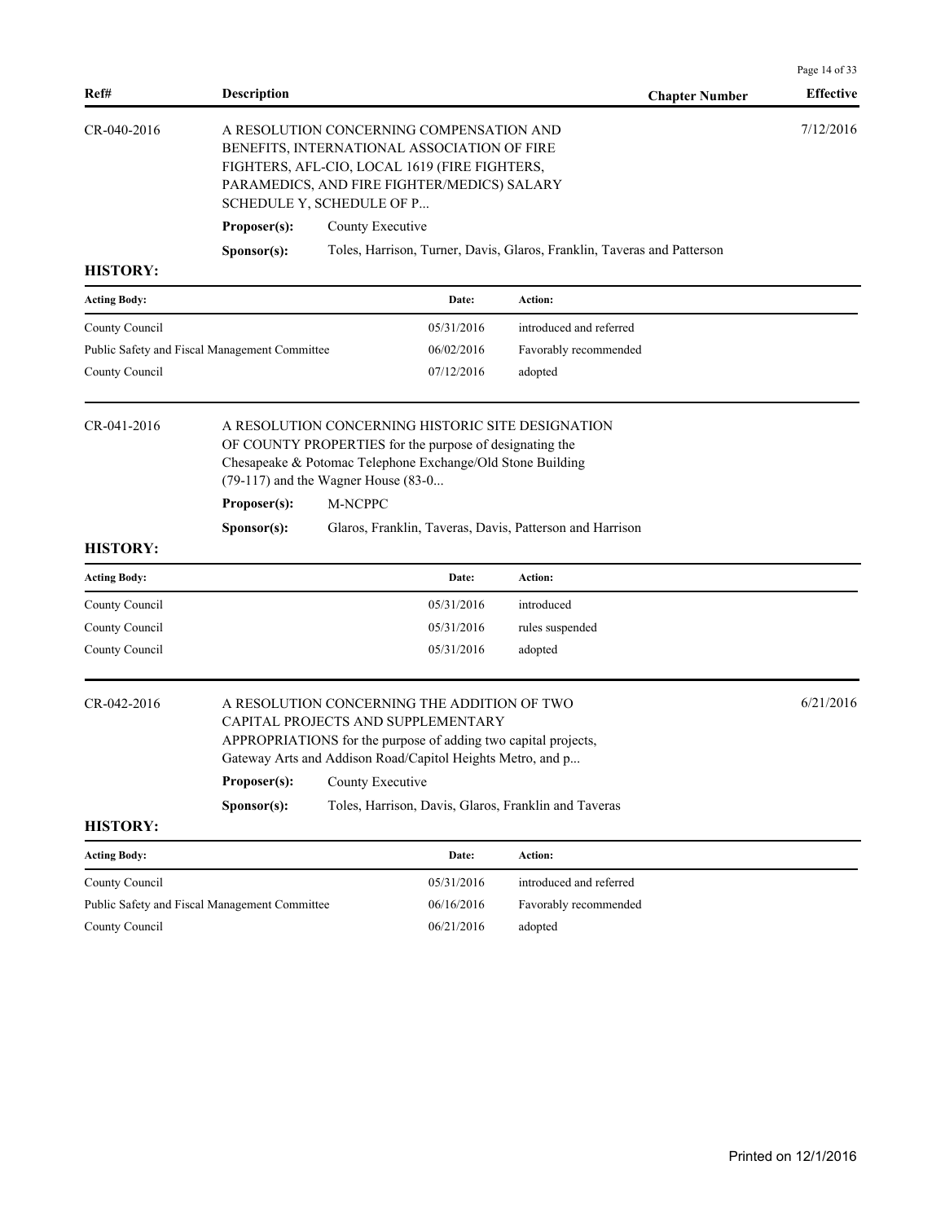| Ref# | Description | Chapter Number | Effective |
|---|---|---|---|
| CR-040-2016 | A RESOLUTION CONCERNING COMPENSATION AND BENEFITS, INTERNATIONAL ASSOCIATION OF FIRE FIGHTERS, AFL-CIO, LOCAL 1619 (FIRE FIGHTERS, PARAMEDICS, AND FIRE FIGHTER/MEDICS) SALARY SCHEDULE Y, SCHEDULE OF P... | | 7/12/2016 |

**Proposer(s):** County Executive

**Sponsor(s):** Toles, Harrison, Turner, Davis, Glaros, Franklin, Taveras and Patterson

**HISTORY:**

| Acting Body: | Date: | Action: |
|---|---|---|
| County Council | 05/31/2016 | introduced and referred |
| Public Safety and Fiscal Management Committee | 06/02/2016 | Favorably recommended |
| County Council | 07/12/2016 | adopted |

| Ref# | Description | Chapter Number | Effective |
|---|---|---|---|
| CR-041-2016 | A RESOLUTION CONCERNING HISTORIC SITE DESIGNATION OF COUNTY PROPERTIES for the purpose of designating the Chesapeake & Potomac Telephone Exchange/Old Stone Building (79-117) and the Wagner House (83-0... | | |

**Proposer(s):** M-NCPPC

**Sponsor(s):** Glaros, Franklin, Taveras, Davis, Patterson and Harrison

**HISTORY:**

| Acting Body: | Date: | Action: |
|---|---|---|
| County Council | 05/31/2016 | introduced |
| County Council | 05/31/2016 | rules suspended |
| County Council | 05/31/2016 | adopted |

| Ref# | Description | Chapter Number | Effective |
|---|---|---|---|
| CR-042-2016 | A RESOLUTION CONCERNING THE ADDITION OF TWO CAPITAL PROJECTS AND SUPPLEMENTARY APPROPRIATIONS for the purpose of adding two capital projects, Gateway Arts and Addison Road/Capitol Heights Metro, and p... | | 6/21/2016 |

**Proposer(s):** County Executive

**Sponsor(s):** Toles, Harrison, Davis, Glaros, Franklin and Taveras

**HISTORY:**

| Acting Body: | Date: | Action: |
|---|---|---|
| County Council | 05/31/2016 | introduced and referred |
| Public Safety and Fiscal Management Committee | 06/16/2016 | Favorably recommended |
| County Council | 06/21/2016 | adopted |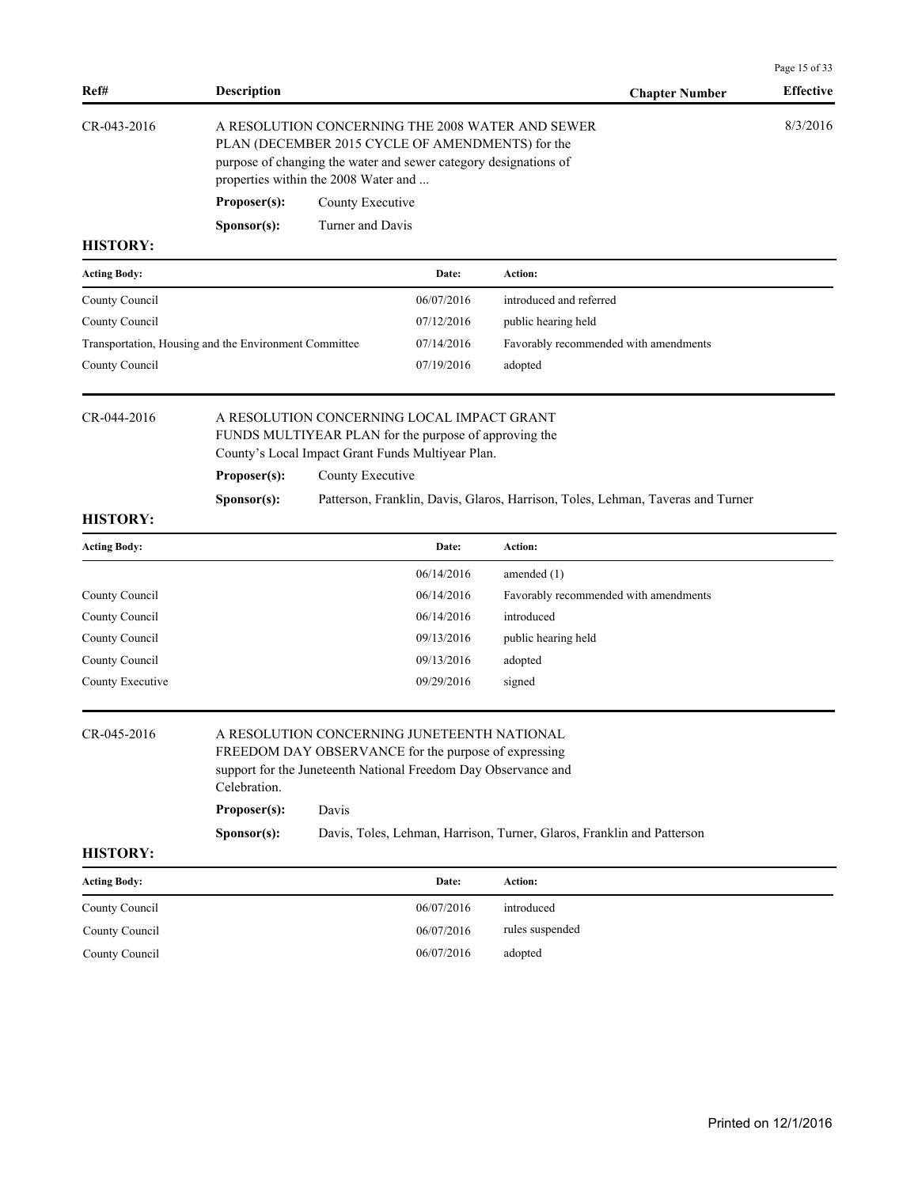| Ref# | Description | Chapter Number | Effective |
|---|---|---|---|
| CR-043-2016 | A RESOLUTION CONCERNING THE 2008 WATER AND SEWER PLAN (DECEMBER 2015 CYCLE OF AMENDMENTS) for the purpose of changing the water and sewer category designations of properties within the 2008 Water and ... | | 8/3/2016 |

**Proposer(s):** County Executive

**Sponsor(s):** Turner and Davis

**HISTORY:**

| Acting Body: | Date: | Action: |
|---|---|---|
| County Council | 06/07/2016 | introduced and referred |
| County Council | 07/12/2016 | public hearing held |
| Transportation, Housing and the Environment Committee | 07/14/2016 | Favorably recommended with amendments |
| County Council | 07/19/2016 | adopted |

---

| Ref# | Description | Chapter Number | Effective |
|---|---|---|---|
| CR-044-2016 | A RESOLUTION CONCERNING LOCAL IMPACT GRANT FUNDS MULTIYEAR PLAN for the purpose of approving the County's Local Impact Grant Funds Multiyear Plan. | | |

**Proposer(s):** County Executive

**Sponsor(s):** Patterson, Franklin, Davis, Glaros, Harrison, Toles, Lehman, Taveras and Turner

**HISTORY:**

| Acting Body: | Date: | Action: |
|---|---|---|
| | 06/14/2016 | amended (1) |
| County Council | 06/14/2016 | Favorably recommended with amendments |
| County Council | 06/14/2016 | introduced |
| County Council | 09/13/2016 | public hearing held |
| County Council | 09/13/2016 | adopted |
| County Executive | 09/29/2016 | signed |

---

| Ref# | Description | Chapter Number | Effective |
|---|---|---|---|
| CR-045-2016 | A RESOLUTION CONCERNING JUNETEENTH NATIONAL FREEDOM DAY OBSERVANCE for the purpose of expressing support for the Juneteenth National Freedom Day Observance and Celebration. | | |

**Proposer(s):** Davis

**Sponsor(s):** Davis, Toles, Lehman, Harrison, Turner, Glaros, Franklin and Patterson

**HISTORY:**

| Acting Body: | Date: | Action: |
|---|---|---|
| County Council | 06/07/2016 | introduced |
| County Council | 06/07/2016 | rules suspended |
| County Council | 06/07/2016 | adopted |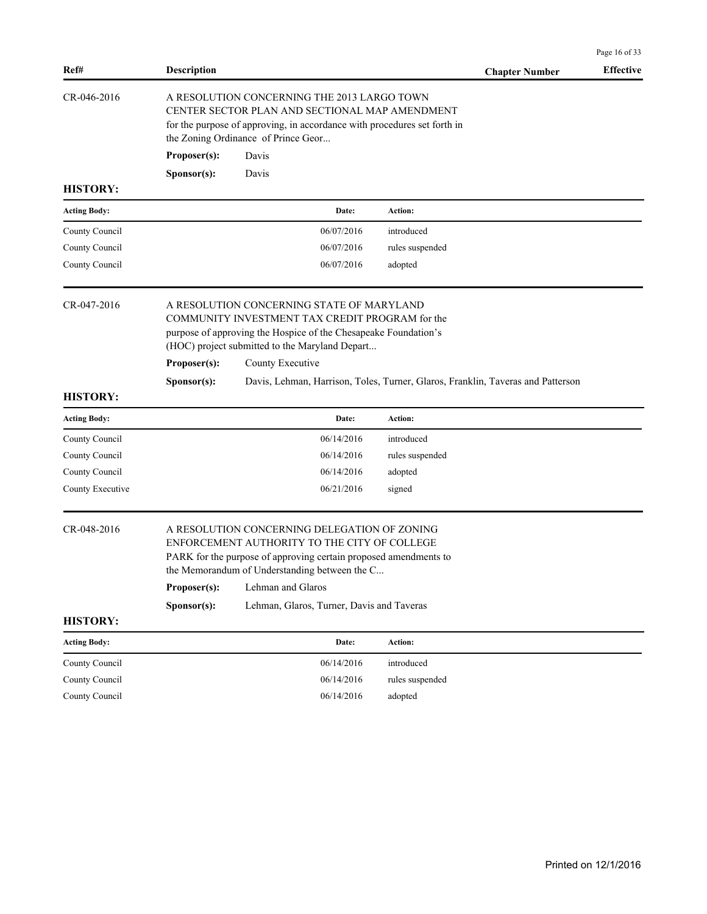| Ref# | Description | Chapter Number | Effective |
|---|---|---|---|

**CR-046-2016**

A RESOLUTION CONCERNING THE 2013 LARGO TOWN CENTER SECTOR PLAN AND SECTIONAL MAP AMENDMENT for the purpose of approving, in accordance with procedures set forth in the Zoning Ordinance of Prince Geor...

**Proposer(s):** Davis

**Sponsor(s):** Davis

**HISTORY:**

| Acting Body: | Date: | Action: |
|---|---|---|
| County Council | 06/07/2016 | introduced |
| County Council | 06/07/2016 | rules suspended |
| County Council | 06/07/2016 | adopted |

**CR-047-2016**

A RESOLUTION CONCERNING STATE OF MARYLAND COMMUNITY INVESTMENT TAX CREDIT PROGRAM for the purpose of approving the Hospice of the Chesapeake Foundation's (HOC) project submitted to the Maryland Depart...

**Proposer(s):** County Executive

**Sponsor(s):** Davis, Lehman, Harrison, Toles, Turner, Glaros, Franklin, Taveras and Patterson

**HISTORY:**

| Acting Body: | Date: | Action: |
|---|---|---|
| County Council | 06/14/2016 | introduced |
| County Council | 06/14/2016 | rules suspended |
| County Council | 06/14/2016 | adopted |
| County Executive | 06/21/2016 | signed |

**CR-048-2016**

A RESOLUTION CONCERNING DELEGATION OF ZONING ENFORCEMENT AUTHORITY TO THE CITY OF COLLEGE PARK for the purpose of approving certain proposed amendments to the Memorandum of Understanding between the C...

**Proposer(s):** Lehman and Glaros

**Sponsor(s):** Lehman, Glaros, Turner, Davis and Taveras

**HISTORY:**

| Acting Body: | Date: | Action: |
|---|---|---|
| County Council | 06/14/2016 | introduced |
| County Council | 06/14/2016 | rules suspended |
| County Council | 06/14/2016 | adopted |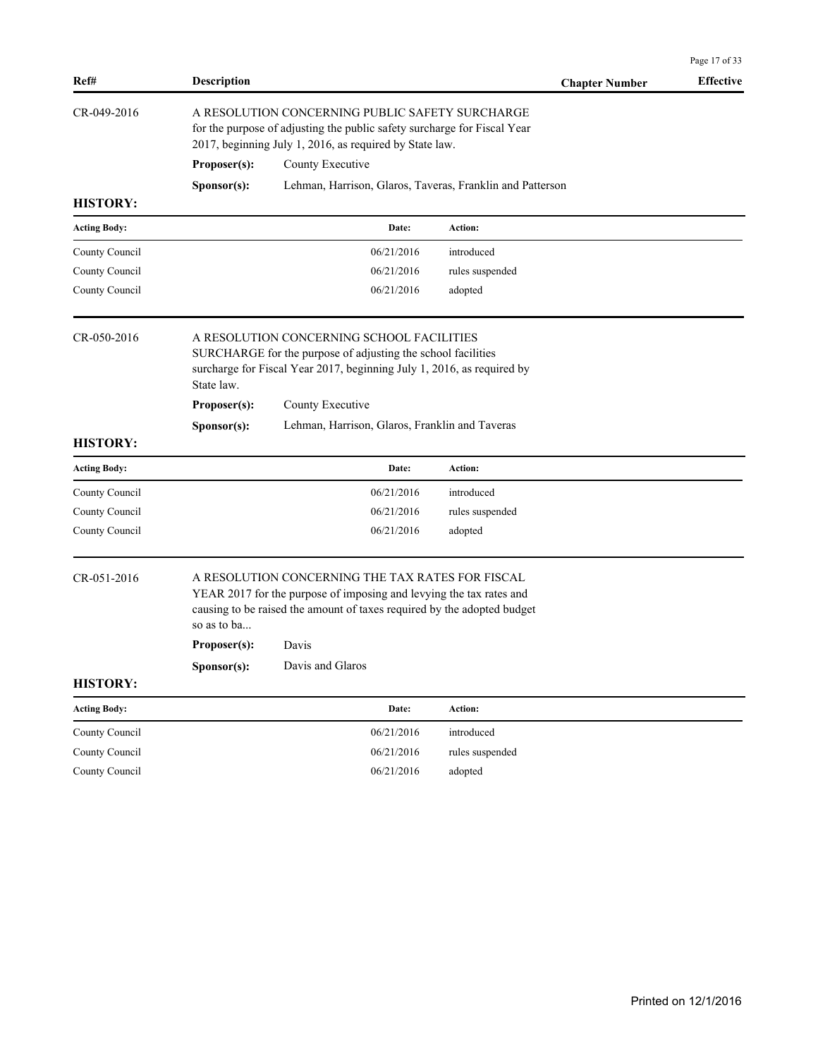| Ref# | Description | Chapter Number | Effective |
|---|---|---|---|

CR-049-2016

A RESOLUTION CONCERNING PUBLIC SAFETY SURCHARGE for the purpose of adjusting the public safety surcharge for Fiscal Year 2017, beginning July 1, 2016, as required by State law.

**Proposer(s):** County Executive

**Sponsor(s):** Lehman, Harrison, Glaros, Taveras, Franklin and Patterson

**HISTORY:**

| Acting Body: | Date: | Action: |
|---|---|---|
| County Council | 06/21/2016 | introduced |
| County Council | 06/21/2016 | rules suspended |
| County Council | 06/21/2016 | adopted |

CR-050-2016

A RESOLUTION CONCERNING SCHOOL FACILITIES SURCHARGE for the purpose of adjusting the school facilities surcharge for Fiscal Year 2017, beginning July 1, 2016, as required by State law.

**Proposer(s):** County Executive

**Sponsor(s):** Lehman, Harrison, Glaros, Franklin and Taveras

**HISTORY:**

| Acting Body: | Date: | Action: |
|---|---|---|
| County Council | 06/21/2016 | introduced |
| County Council | 06/21/2016 | rules suspended |
| County Council | 06/21/2016 | adopted |

CR-051-2016

A RESOLUTION CONCERNING THE TAX RATES FOR FISCAL YEAR 2017 for the purpose of imposing and levying the tax rates and causing to be raised the amount of taxes required by the adopted budget so as to ba...

**Proposer(s):** Davis

**Sponsor(s):** Davis and Glaros

**HISTORY:**

| Acting Body: | Date: | Action: |
|---|---|---|
| County Council | 06/21/2016 | introduced |
| County Council | 06/21/2016 | rules suspended |
| County Council | 06/21/2016 | adopted |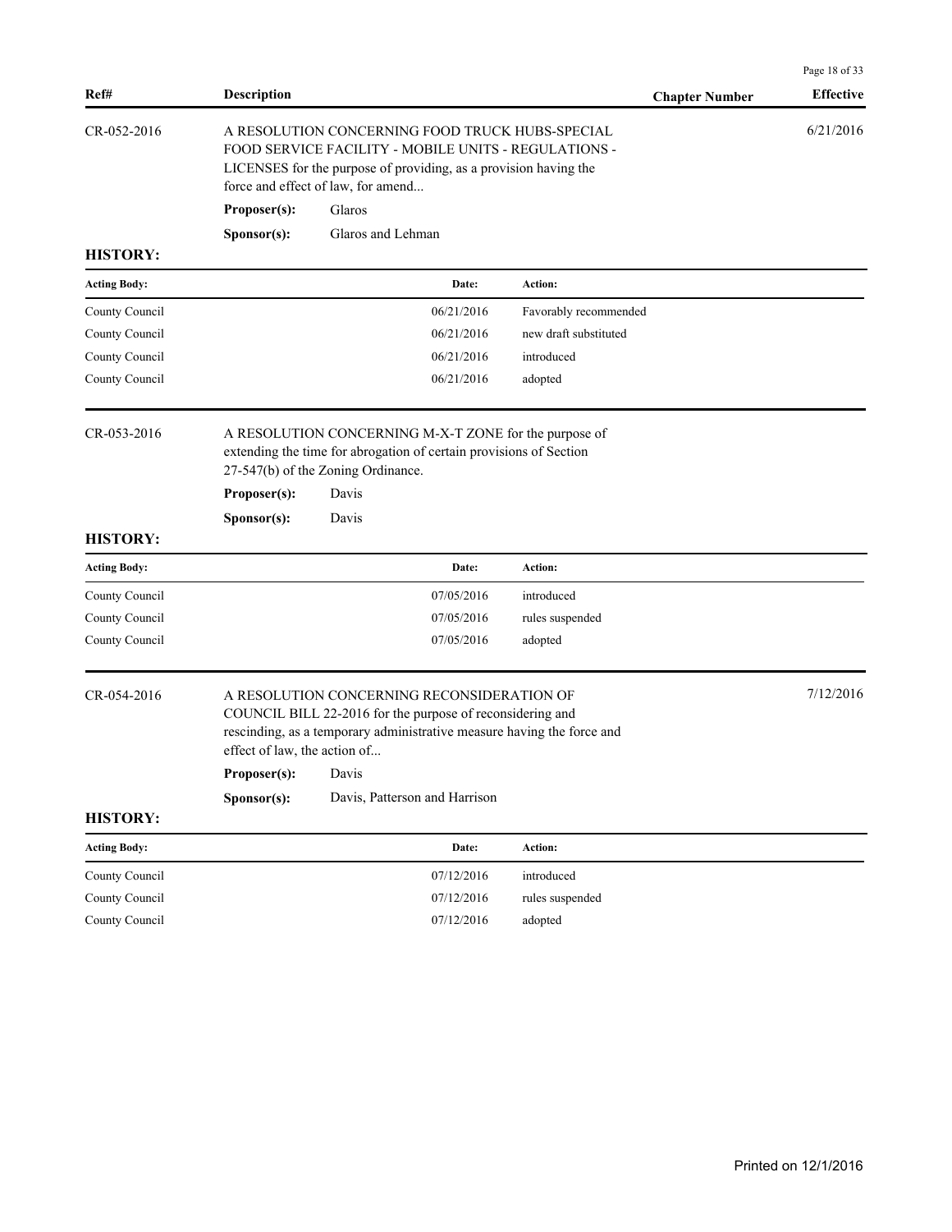| Ref# | Description | Chapter Number | Effective |
|---|---|---|---|
| CR-052-2016 | A RESOLUTION CONCERNING FOOD TRUCK HUBS-SPECIAL FOOD SERVICE FACILITY - MOBILE UNITS - REGULATIONS - LICENSES for the purpose of providing, as a provision having the force and effect of law, for amend... | | 6/21/2016 |

**Proposer(s):** Glaros

**Sponsor(s):** Glaros and Lehman

**HISTORY:**

| Acting Body: | Date: | Action: |
|---|---|---|
| County Council | 06/21/2016 | Favorably recommended |
| County Council | 06/21/2016 | new draft substituted |
| County Council | 06/21/2016 | introduced |
| County Council | 06/21/2016 | adopted |

| Ref# | Description | Chapter Number | Effective |
|---|---|---|---|
| CR-053-2016 | A RESOLUTION CONCERNING M-X-T ZONE for the purpose of extending the time for abrogation of certain provisions of Section 27-547(b) of the Zoning Ordinance. | | |

**Proposer(s):** Davis

**Sponsor(s):** Davis

**HISTORY:**

| Acting Body: | Date: | Action: |
|---|---|---|
| County Council | 07/05/2016 | introduced |
| County Council | 07/05/2016 | rules suspended |
| County Council | 07/05/2016 | adopted |

| Ref# | Description | Chapter Number | Effective |
|---|---|---|---|
| CR-054-2016 | A RESOLUTION CONCERNING RECONSIDERATION OF COUNCIL BILL 22-2016 for the purpose of reconsidering and rescinding, as a temporary administrative measure having the force and effect of law, the action of... | | 7/12/2016 |

**Proposer(s):** Davis

**Sponsor(s):** Davis, Patterson and Harrison

**HISTORY:**

| Acting Body: | Date: | Action: |
|---|---|---|
| County Council | 07/12/2016 | introduced |
| County Council | 07/12/2016 | rules suspended |
| County Council | 07/12/2016 | adopted |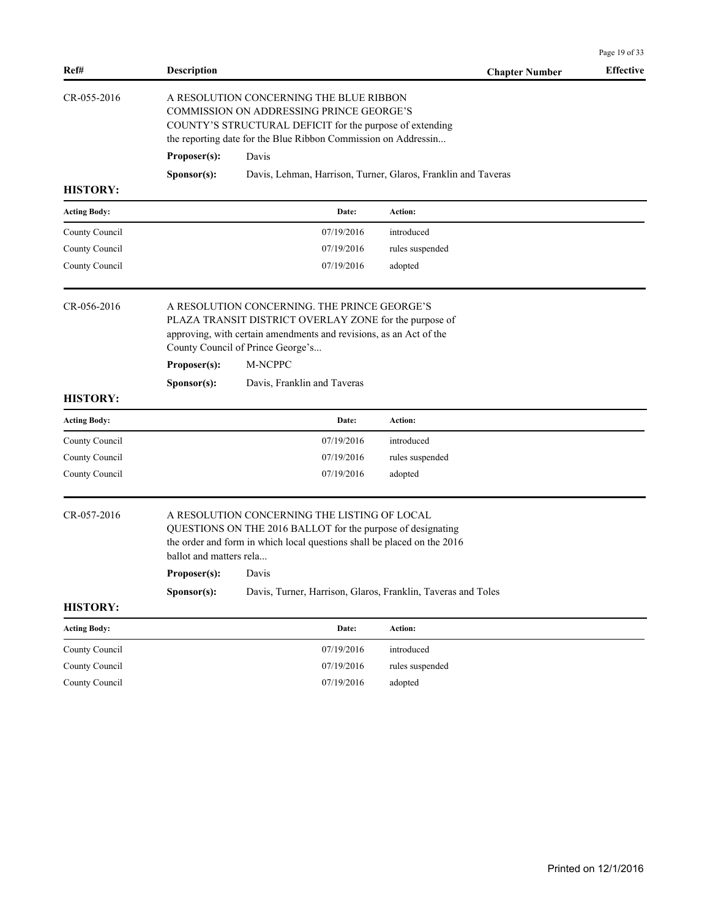| Ref# | Description | Chapter Number | Effective |
|---|---|---|---|

**CR-055-2016**

A RESOLUTION CONCERNING THE BLUE RIBBON COMMISSION ON ADDRESSING PRINCE GEORGE'S COUNTY'S STRUCTURAL DEFICIT for the purpose of extending the reporting date for the Blue Ribbon Commission on Addressin...

**Proposer(s):** Davis

**Sponsor(s):** Davis, Lehman, Harrison, Turner, Glaros, Franklin and Taveras

**HISTORY:**

| Acting Body: | Date: | Action: |
|---|---|---|
| County Council | 07/19/2016 | introduced |
| County Council | 07/19/2016 | rules suspended |
| County Council | 07/19/2016 | adopted |

**CR-056-2016**

A RESOLUTION CONCERNING. THE PRINCE GEORGE'S PLAZA TRANSIT DISTRICT OVERLAY ZONE for the purpose of approving, with certain amendments and revisions, as an Act of the County Council of Prince George's...

**Proposer(s):** M-NCPPC

**Sponsor(s):** Davis, Franklin and Taveras

**HISTORY:**

| Acting Body: | Date: | Action: |
|---|---|---|
| County Council | 07/19/2016 | introduced |
| County Council | 07/19/2016 | rules suspended |
| County Council | 07/19/2016 | adopted |

**CR-057-2016**

A RESOLUTION CONCERNING THE LISTING OF LOCAL QUESTIONS ON THE 2016 BALLOT for the purpose of designating the order and form in which local questions shall be placed on the 2016 ballot and matters rela...

**Proposer(s):** Davis

**Sponsor(s):** Davis, Turner, Harrison, Glaros, Franklin, Taveras and Toles

**HISTORY:**

| Acting Body: | Date: | Action: |
|---|---|---|
| County Council | 07/19/2016 | introduced |
| County Council | 07/19/2016 | rules suspended |
| County Council | 07/19/2016 | adopted |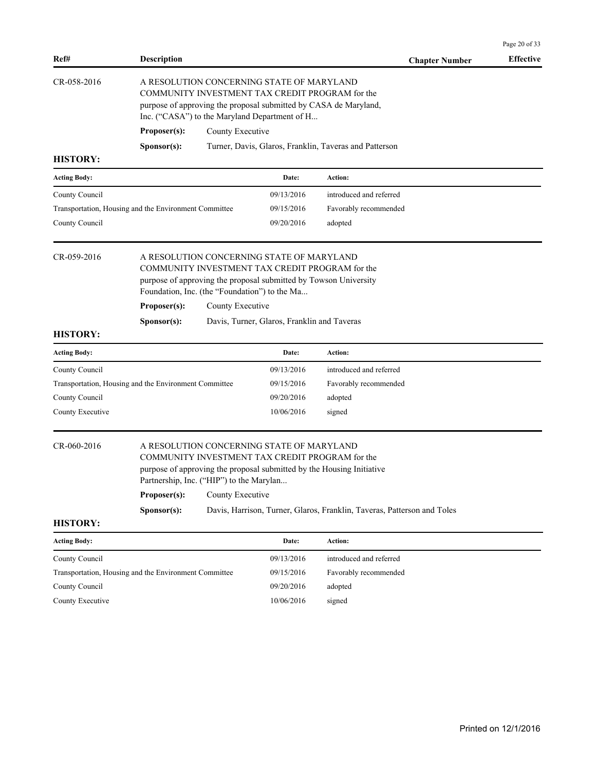| Ref# | Description | Chapter Number | Effective |
|---|---|---|---|

**CR-058-2016**

A RESOLUTION CONCERNING STATE OF MARYLAND COMMUNITY INVESTMENT TAX CREDIT PROGRAM for the purpose of approving the proposal submitted by CASA de Maryland, Inc. ("CASA") to the Maryland Department of H...

**Proposer(s):** County Executive

**Sponsor(s):** Turner, Davis, Glaros, Franklin, Taveras and Patterson

**HISTORY:**

| Acting Body: | Date: | Action: |
|---|---|---|
| County Council | 09/13/2016 | introduced and referred |
| Transportation, Housing and the Environment Committee | 09/15/2016 | Favorably recommended |
| County Council | 09/20/2016 | adopted |

**CR-059-2016**

A RESOLUTION CONCERNING STATE OF MARYLAND COMMUNITY INVESTMENT TAX CREDIT PROGRAM for the purpose of approving the proposal submitted by Towson University Foundation, Inc. (the "Foundation") to the Ma...

**Proposer(s):** County Executive

**Sponsor(s):** Davis, Turner, Glaros, Franklin and Taveras

**HISTORY:**

| Acting Body: | Date: | Action: |
|---|---|---|
| County Council | 09/13/2016 | introduced and referred |
| Transportation, Housing and the Environment Committee | 09/15/2016 | Favorably recommended |
| County Council | 09/20/2016 | adopted |
| County Executive | 10/06/2016 | signed |

**CR-060-2016**

A RESOLUTION CONCERNING STATE OF MARYLAND COMMUNITY INVESTMENT TAX CREDIT PROGRAM for the purpose of approving the proposal submitted by the Housing Initiative Partnership, Inc. ("HIP") to the Marylan...

**Proposer(s):** County Executive

**Sponsor(s):** Davis, Harrison, Turner, Glaros, Franklin, Taveras, Patterson and Toles

**HISTORY:**

| Acting Body: | Date: | Action: |
|---|---|---|
| County Council | 09/13/2016 | introduced and referred |
| Transportation, Housing and the Environment Committee | 09/15/2016 | Favorably recommended |
| County Council | 09/20/2016 | adopted |
| County Executive | 10/06/2016 | signed |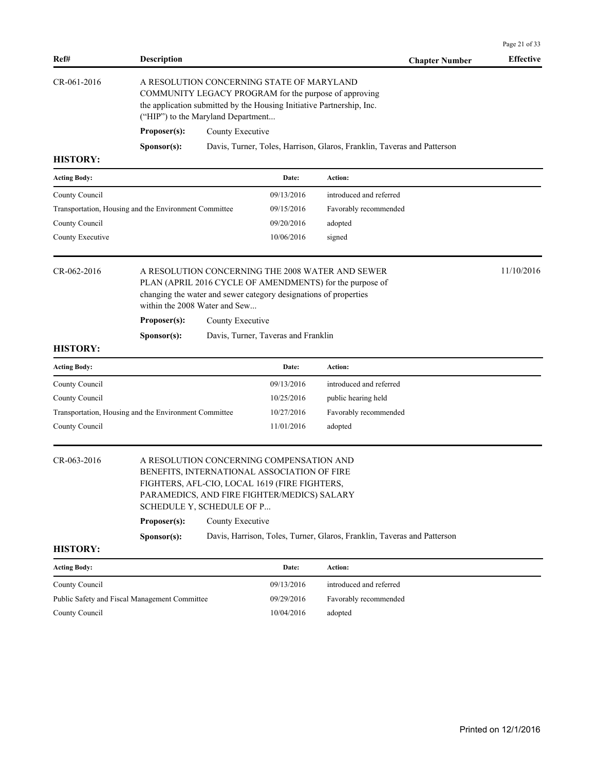| Ref# | Description | Chapter Number | Effective |
|---|---|---|---|

CR-061-2016

A RESOLUTION CONCERNING STATE OF MARYLAND COMMUNITY LEGACY PROGRAM for the purpose of approving the application submitted by the Housing Initiative Partnership, Inc. ("HIP") to the Maryland Department...

**Proposer(s):** County Executive

**Sponsor(s):** Davis, Turner, Toles, Harrison, Glaros, Franklin, Taveras and Patterson

**HISTORY:**

| Acting Body: | Date: | Action: |
|---|---|---|
| County Council | 09/13/2016 | introduced and referred |
| Transportation, Housing and the Environment Committee | 09/15/2016 | Favorably recommended |
| County Council | 09/20/2016 | adopted |
| County Executive | 10/06/2016 | signed |

CR-062-2016 — Effective: 11/10/2016

A RESOLUTION CONCERNING THE 2008 WATER AND SEWER PLAN (APRIL 2016 CYCLE OF AMENDMENTS) for the purpose of changing the water and sewer category designations of properties within the 2008 Water and Sew...

**Proposer(s):** County Executive

**Sponsor(s):** Davis, Turner, Taveras and Franklin

**HISTORY:**

| Acting Body: | Date: | Action: |
|---|---|---|
| County Council | 09/13/2016 | introduced and referred |
| County Council | 10/25/2016 | public hearing held |
| Transportation, Housing and the Environment Committee | 10/27/2016 | Favorably recommended |
| County Council | 11/01/2016 | adopted |

CR-063-2016

A RESOLUTION CONCERNING COMPENSATION AND BENEFITS, INTERNATIONAL ASSOCIATION OF FIRE FIGHTERS, AFL-CIO, LOCAL 1619 (FIRE FIGHTERS, PARAMEDICS, AND FIRE FIGHTER/MEDICS) SALARY SCHEDULE Y, SCHEDULE OF P...

**Proposer(s):** County Executive

**Sponsor(s):** Davis, Harrison, Toles, Turner, Glaros, Franklin, Taveras and Patterson

**HISTORY:**

| Acting Body: | Date: | Action: |
|---|---|---|
| County Council | 09/13/2016 | introduced and referred |
| Public Safety and Fiscal Management Committee | 09/29/2016 | Favorably recommended |
| County Council | 10/04/2016 | adopted |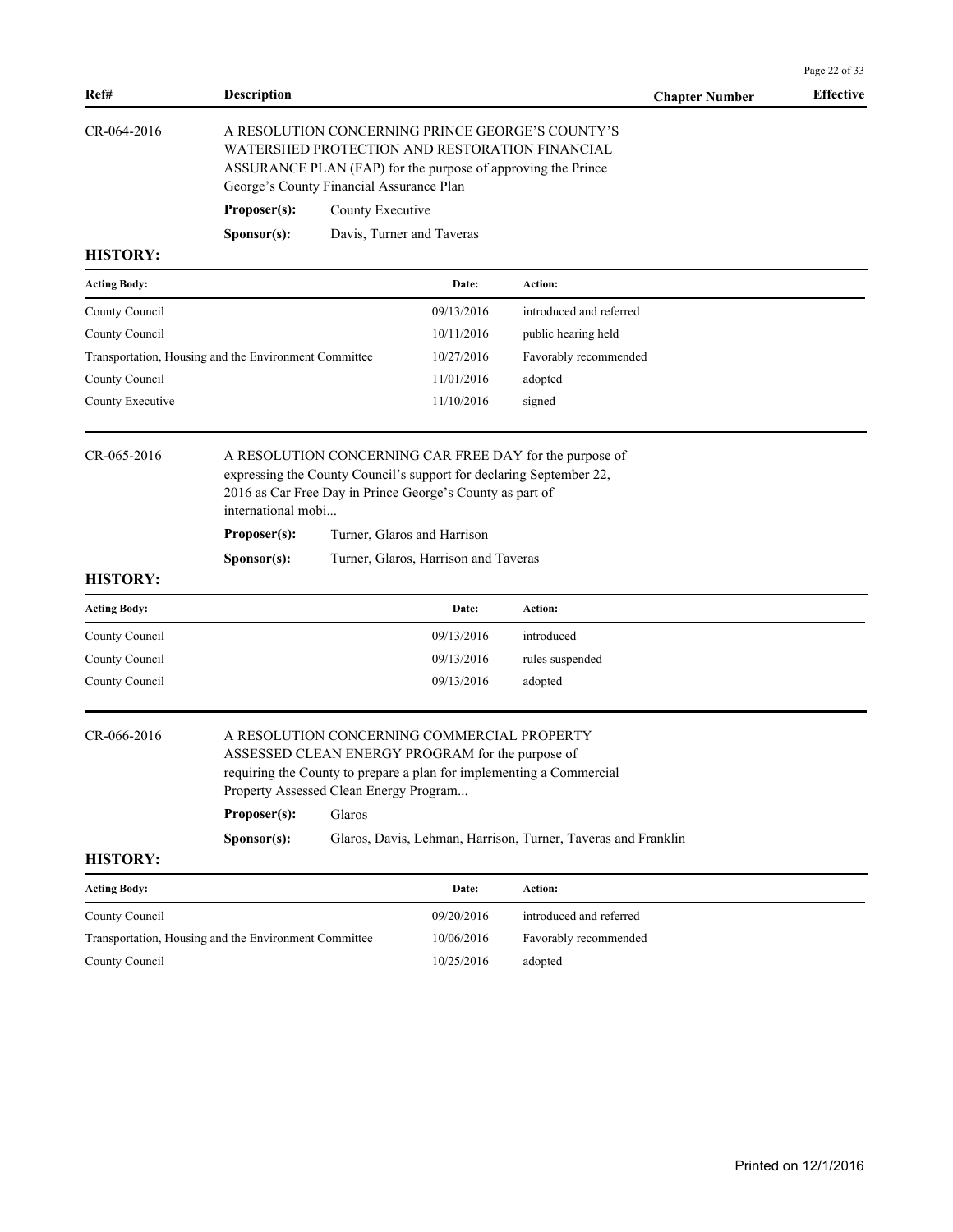| Ref# | Description | Chapter Number | Effective |
|---|---|---|---|

**CR-064-2016** A RESOLUTION CONCERNING PRINCE GEORGE'S COUNTY'S WATERSHED PROTECTION AND RESTORATION FINANCIAL ASSURANCE PLAN (FAP) for the purpose of approving the Prince George's County Financial Assurance Plan

**Proposer(s):** County Executive

**Sponsor(s):** Davis, Turner and Taveras

**HISTORY:**

| Acting Body: | Date: | Action: |
|---|---|---|
| County Council | 09/13/2016 | introduced and referred |
| County Council | 10/11/2016 | public hearing held |
| Transportation, Housing and the Environment Committee | 10/27/2016 | Favorably recommended |
| County Council | 11/01/2016 | adopted |
| County Executive | 11/10/2016 | signed |

**CR-065-2016** A RESOLUTION CONCERNING CAR FREE DAY for the purpose of expressing the County Council's support for declaring September 22, 2016 as Car Free Day in Prince George's County as part of international mobi...

**Proposer(s):** Turner, Glaros and Harrison

**Sponsor(s):** Turner, Glaros, Harrison and Taveras

**HISTORY:**

| Acting Body: | Date: | Action: |
|---|---|---|
| County Council | 09/13/2016 | introduced |
| County Council | 09/13/2016 | rules suspended |
| County Council | 09/13/2016 | adopted |

**CR-066-2016** A RESOLUTION CONCERNING COMMERCIAL PROPERTY ASSESSED CLEAN ENERGY PROGRAM for the purpose of requiring the County to prepare a plan for implementing a Commercial Property Assessed Clean Energy Program...

**Proposer(s):** Glaros

**Sponsor(s):** Glaros, Davis, Lehman, Harrison, Turner, Taveras and Franklin

**HISTORY:**

| Acting Body: | Date: | Action: |
|---|---|---|
| County Council | 09/20/2016 | introduced and referred |
| Transportation, Housing and the Environment Committee | 10/06/2016 | Favorably recommended |
| County Council | 10/25/2016 | adopted |

Printed on 12/1/2016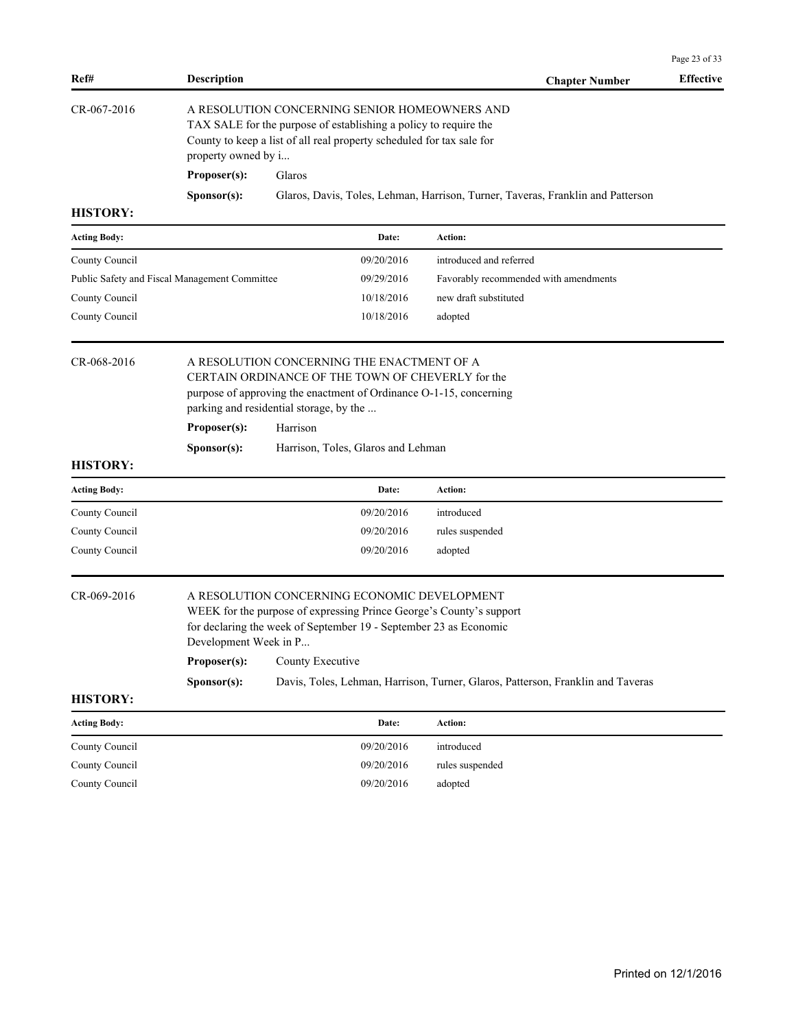| Ref# | Description | Chapter Number | Effective |
|---|---|---|---|

**CR-067-2016**

A RESOLUTION CONCERNING SENIOR HOMEOWNERS AND TAX SALE for the purpose of establishing a policy to require the County to keep a list of all real property scheduled for tax sale for property owned by i...

**Proposer(s):** Glaros

**Sponsor(s):** Glaros, Davis, Toles, Lehman, Harrison, Turner, Taveras, Franklin and Patterson

**HISTORY:**

| Acting Body: | Date: | Action: |
|---|---|---|
| County Council | 09/20/2016 | introduced and referred |
| Public Safety and Fiscal Management Committee | 09/29/2016 | Favorably recommended with amendments |
| County Council | 10/18/2016 | new draft substituted |
| County Council | 10/18/2016 | adopted |

**CR-068-2016**

A RESOLUTION CONCERNING THE ENACTMENT OF A CERTAIN ORDINANCE OF THE TOWN OF CHEVERLY for the purpose of approving the enactment of Ordinance O-1-15, concerning parking and residential storage, by the ...

**Proposer(s):** Harrison

**Sponsor(s):** Harrison, Toles, Glaros and Lehman

**HISTORY:**

| Acting Body: | Date: | Action: |
|---|---|---|
| County Council | 09/20/2016 | introduced |
| County Council | 09/20/2016 | rules suspended |
| County Council | 09/20/2016 | adopted |

**CR-069-2016**

A RESOLUTION CONCERNING ECONOMIC DEVELOPMENT WEEK for the purpose of expressing Prince George's County's support for declaring the week of September 19 - September 23 as Economic Development Week in P...

**Proposer(s):** County Executive

**Sponsor(s):** Davis, Toles, Lehman, Harrison, Turner, Glaros, Patterson, Franklin and Taveras

**HISTORY:**

| Acting Body: | Date: | Action: |
|---|---|---|
| County Council | 09/20/2016 | introduced |
| County Council | 09/20/2016 | rules suspended |
| County Council | 09/20/2016 | adopted |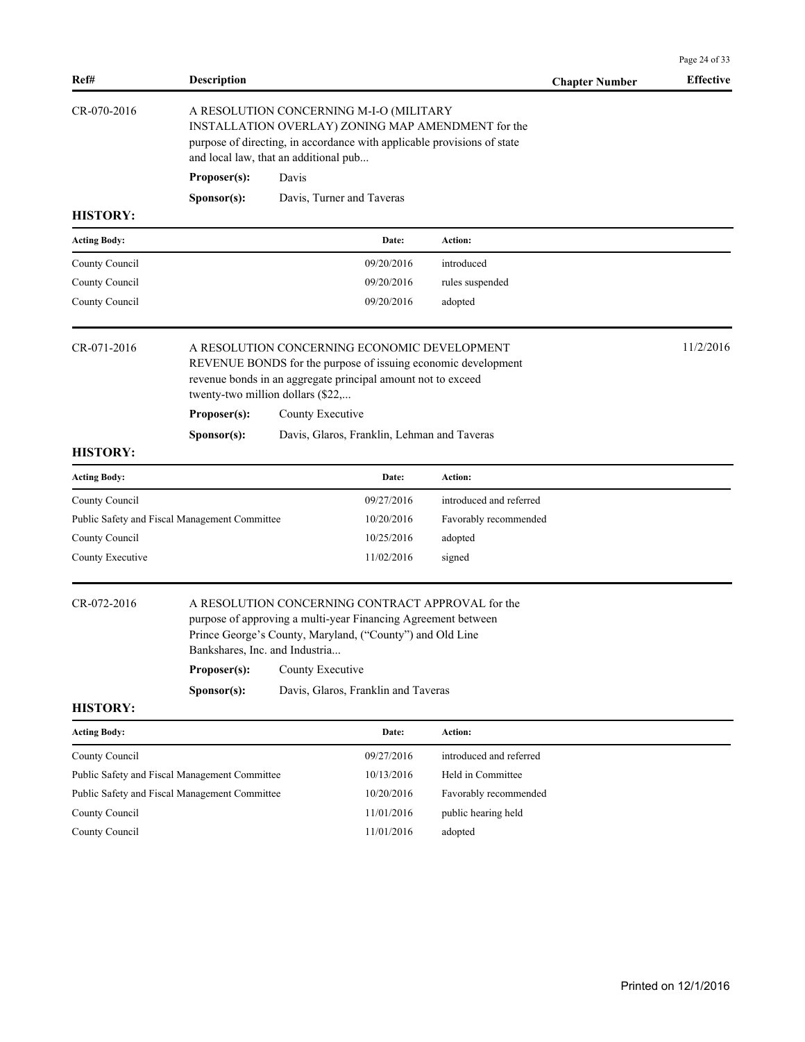| Ref# | Description | Chapter Number | Effective |
|---|---|---|---|

**CR-070-2016**

A RESOLUTION CONCERNING M-I-O (MILITARY INSTALLATION OVERLAY) ZONING MAP AMENDMENT for the purpose of directing, in accordance with applicable provisions of state and local law, that an additional pub...

**Proposer(s):** Davis

**Sponsor(s):** Davis, Turner and Taveras

**HISTORY:**

| Acting Body: | Date: | Action: |
|---|---|---|
| County Council | 09/20/2016 | introduced |
| County Council | 09/20/2016 | rules suspended |
| County Council | 09/20/2016 | adopted |

**CR-071-2016** — Effective: 11/2/2016

A RESOLUTION CONCERNING ECONOMIC DEVELOPMENT REVENUE BONDS for the purpose of issuing economic development revenue bonds in an aggregate principal amount not to exceed twenty-two million dollars ($22,...

**Proposer(s):** County Executive

**Sponsor(s):** Davis, Glaros, Franklin, Lehman and Taveras

**HISTORY:**

| Acting Body: | Date: | Action: |
|---|---|---|
| County Council | 09/27/2016 | introduced and referred |
| Public Safety and Fiscal Management Committee | 10/20/2016 | Favorably recommended |
| County Council | 10/25/2016 | adopted |
| County Executive | 11/02/2016 | signed |

**CR-072-2016**

A RESOLUTION CONCERNING CONTRACT APPROVAL for the purpose of approving a multi-year Financing Agreement between Prince George's County, Maryland, ("County") and Old Line Bankshares, Inc. and Industria...

**Proposer(s):** County Executive

**Sponsor(s):** Davis, Glaros, Franklin and Taveras

**HISTORY:**

| Acting Body: | Date: | Action: |
|---|---|---|
| County Council | 09/27/2016 | introduced and referred |
| Public Safety and Fiscal Management Committee | 10/13/2016 | Held in Committee |
| Public Safety and Fiscal Management Committee | 10/20/2016 | Favorably recommended |
| County Council | 11/01/2016 | public hearing held |
| County Council | 11/01/2016 | adopted |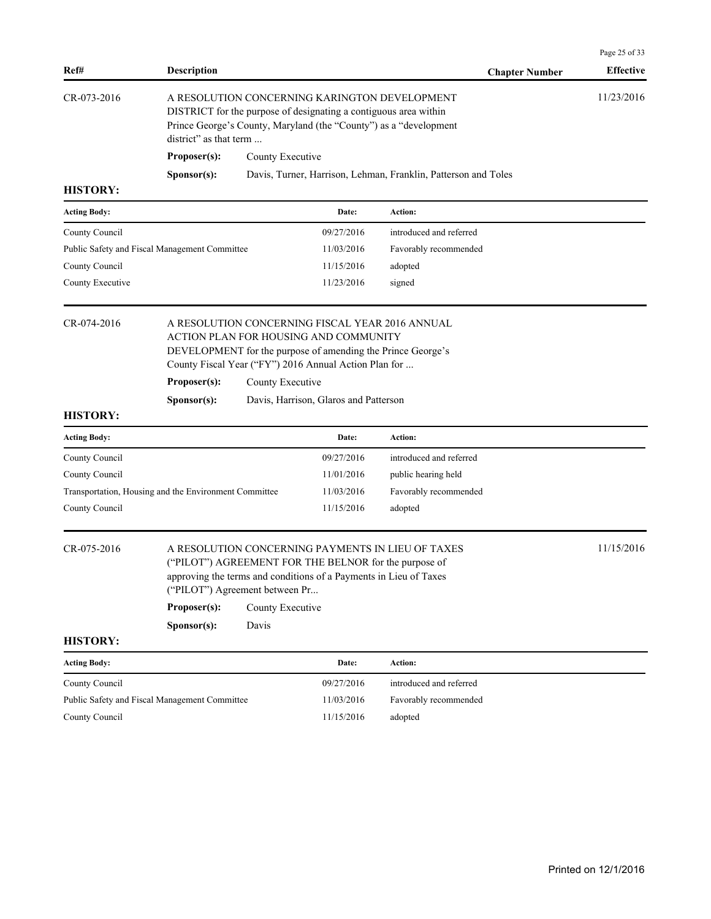| Ref# | Description | Chapter Number | Effective |
|---|---|---|---|
| CR-073-2016 | A RESOLUTION CONCERNING KARINGTON DEVELOPMENT DISTRICT for the purpose of designating a contiguous area within Prince George's County, Maryland (the "County") as a "development district" as that term ... | | 11/23/2016 |

**Proposer(s):** County Executive

**Sponsor(s):** Davis, Turner, Harrison, Lehman, Franklin, Patterson and Toles

**HISTORY:**

| Acting Body: | Date: | Action: |
|---|---|---|
| County Council | 09/27/2016 | introduced and referred |
| Public Safety and Fiscal Management Committee | 11/03/2016 | Favorably recommended |
| County Council | 11/15/2016 | adopted |
| County Executive | 11/23/2016 | signed |

| Ref# | Description | Chapter Number | Effective |
|---|---|---|---|
| CR-074-2016 | A RESOLUTION CONCERNING FISCAL YEAR 2016 ANNUAL ACTION PLAN FOR HOUSING AND COMMUNITY DEVELOPMENT for the purpose of amending the Prince George's County Fiscal Year ("FY") 2016 Annual Action Plan for ... | | |

**Proposer(s):** County Executive

**Sponsor(s):** Davis, Harrison, Glaros and Patterson

**HISTORY:**

| Acting Body: | Date: | Action: |
|---|---|---|
| County Council | 09/27/2016 | introduced and referred |
| County Council | 11/01/2016 | public hearing held |
| Transportation, Housing and the Environment Committee | 11/03/2016 | Favorably recommended |
| County Council | 11/15/2016 | adopted |

| Ref# | Description | Chapter Number | Effective |
|---|---|---|---|
| CR-075-2016 | A RESOLUTION CONCERNING PAYMENTS IN LIEU OF TAXES ("PILOT") AGREEMENT FOR THE BELNOR for the purpose of approving the terms and conditions of a Payments in Lieu of Taxes ("PILOT") Agreement between Pr... | | 11/15/2016 |

**Proposer(s):** County Executive

**Sponsor(s):** Davis

**HISTORY:**

| Acting Body: | Date: | Action: |
|---|---|---|
| County Council | 09/27/2016 | introduced and referred |
| Public Safety and Fiscal Management Committee | 11/03/2016 | Favorably recommended |
| County Council | 11/15/2016 | adopted |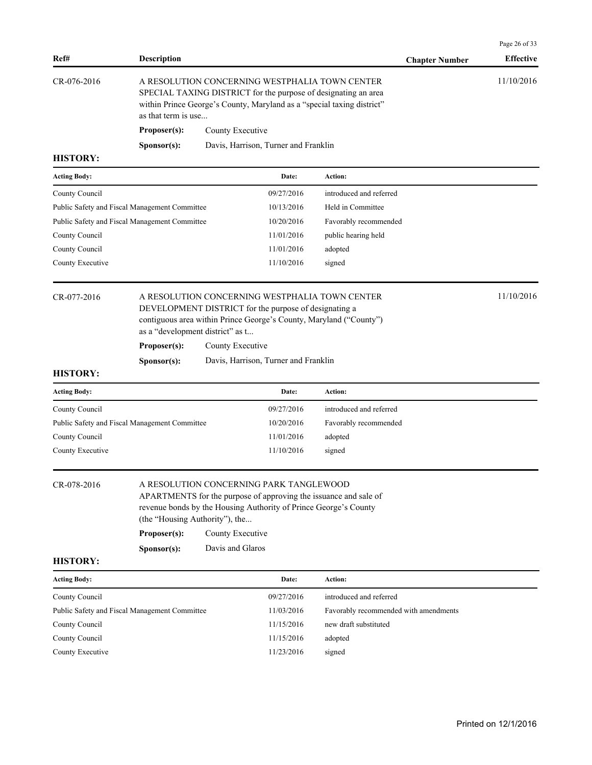| Ref# | Description | Chapter Number | Effective |
|---|---|---|---|

| CR-076-2016 | A RESOLUTION CONCERNING WESTPHALIA TOWN CENTER SPECIAL TAXING DISTRICT for the purpose of designating an area within Prince George's County, Maryland as a "special taxing district" as that term is use... | | 11/10/2016 |
|---|---|---|---|

**Proposer(s):** County Executive

**Sponsor(s):** Davis, Harrison, Turner and Franklin

**HISTORY:**

| Acting Body: | Date: | Action: |
|---|---|---|
| County Council | 09/27/2016 | introduced and referred |
| Public Safety and Fiscal Management Committee | 10/13/2016 | Held in Committee |
| Public Safety and Fiscal Management Committee | 10/20/2016 | Favorably recommended |
| County Council | 11/01/2016 | public hearing held |
| County Council | 11/01/2016 | adopted |
| County Executive | 11/10/2016 | signed |

| CR-077-2016 | A RESOLUTION CONCERNING WESTPHALIA TOWN CENTER DEVELOPMENT DISTRICT for the purpose of designating a contiguous area within Prince George's County, Maryland ("County") as a "development district" as t... | | 11/10/2016 |
|---|---|---|---|

**Proposer(s):** County Executive

**Sponsor(s):** Davis, Harrison, Turner and Franklin

**HISTORY:**

| Acting Body: | Date: | Action: |
|---|---|---|
| County Council | 09/27/2016 | introduced and referred |
| Public Safety and Fiscal Management Committee | 10/20/2016 | Favorably recommended |
| County Council | 11/01/2016 | adopted |
| County Executive | 11/10/2016 | signed |

| CR-078-2016 | A RESOLUTION CONCERNING PARK TANGLEWOOD APARTMENTS for the purpose of approving the issuance and sale of revenue bonds by the Housing Authority of Prince George's County (the "Housing Authority"), the... | | |
|---|---|---|---|

**Proposer(s):** County Executive

**Sponsor(s):** Davis and Glaros

**HISTORY:**

| Acting Body: | Date: | Action: |
|---|---|---|
| County Council | 09/27/2016 | introduced and referred |
| Public Safety and Fiscal Management Committee | 11/03/2016 | Favorably recommended with amendments |
| County Council | 11/15/2016 | new draft substituted |
| County Council | 11/15/2016 | adopted |
| County Executive | 11/23/2016 | signed |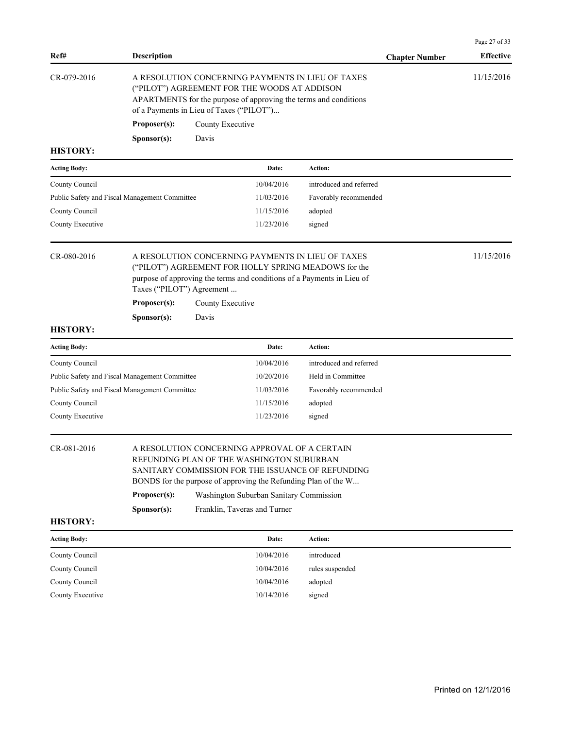| Ref# | Description | Chapter Number | Effective |
|---|---|---|---|

CR-079-2016 — A RESOLUTION CONCERNING PAYMENTS IN LIEU OF TAXES ("PILOT") AGREEMENT FOR THE WOODS AT ADDISON APARTMENTS for the purpose of approving the terms and conditions of a Payments in Lieu of Taxes ("PILOT")... — Effective: 11/15/2016

**Proposer(s):** County Executive

**Sponsor(s):** Davis

**HISTORY:**

| Acting Body: | Date: | Action: |
|---|---|---|
| County Council | 10/04/2016 | introduced and referred |
| Public Safety and Fiscal Management Committee | 11/03/2016 | Favorably recommended |
| County Council | 11/15/2016 | adopted |
| County Executive | 11/23/2016 | signed |

CR-080-2016 — A RESOLUTION CONCERNING PAYMENTS IN LIEU OF TAXES ("PILOT") AGREEMENT FOR HOLLY SPRING MEADOWS for the purpose of approving the terms and conditions of a Payments in Lieu of Taxes ("PILOT") Agreement ... — Effective: 11/15/2016

**Proposer(s):** County Executive

**Sponsor(s):** Davis

**HISTORY:**

| Acting Body: | Date: | Action: |
|---|---|---|
| County Council | 10/04/2016 | introduced and referred |
| Public Safety and Fiscal Management Committee | 10/20/2016 | Held in Committee |
| Public Safety and Fiscal Management Committee | 11/03/2016 | Favorably recommended |
| County Council | 11/15/2016 | adopted |
| County Executive | 11/23/2016 | signed |

CR-081-2016 — A RESOLUTION CONCERNING APPROVAL OF A CERTAIN REFUNDING PLAN OF THE WASHINGTON SUBURBAN SANITARY COMMISSION FOR THE ISSUANCE OF REFUNDING BONDS for the purpose of approving the Refunding Plan of the W...

**Proposer(s):** Washington Suburban Sanitary Commission

**Sponsor(s):** Franklin, Taveras and Turner

**HISTORY:**

| Acting Body: | Date: | Action: |
|---|---|---|
| County Council | 10/04/2016 | introduced |
| County Council | 10/04/2016 | rules suspended |
| County Council | 10/04/2016 | adopted |
| County Executive | 10/14/2016 | signed |

Printed on 12/1/2016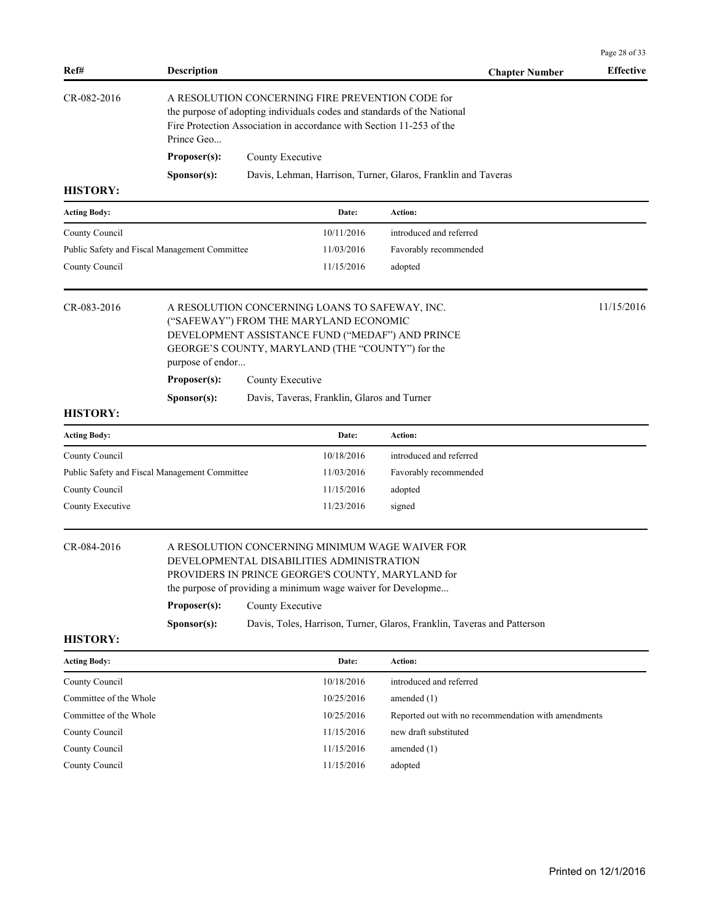| Ref# | Description | Chapter Number | Effective |
|---|---|---|---|

**CR-082-2016**

A RESOLUTION CONCERNING FIRE PREVENTION CODE for the purpose of adopting individuals codes and standards of the National Fire Protection Association in accordance with Section 11-253 of the Prince Geo...

**Proposer(s):** County Executive

**Sponsor(s):** Davis, Lehman, Harrison, Turner, Glaros, Franklin and Taveras

**HISTORY:**

| Acting Body: | Date: | Action: |
|---|---|---|
| County Council | 10/11/2016 | introduced and referred |
| Public Safety and Fiscal Management Committee | 11/03/2016 | Favorably recommended |
| County Council | 11/15/2016 | adopted |

**CR-083-2016** — Effective: 11/15/2016

A RESOLUTION CONCERNING LOANS TO SAFEWAY, INC. ("SAFEWAY") FROM THE MARYLAND ECONOMIC DEVELOPMENT ASSISTANCE FUND ("MEDAF") AND PRINCE GEORGE'S COUNTY, MARYLAND (THE "COUNTY") for the purpose of endor...

**Proposer(s):** County Executive

**Sponsor(s):** Davis, Taveras, Franklin, Glaros and Turner

**HISTORY:**

| Acting Body: | Date: | Action: |
|---|---|---|
| County Council | 10/18/2016 | introduced and referred |
| Public Safety and Fiscal Management Committee | 11/03/2016 | Favorably recommended |
| County Council | 11/15/2016 | adopted |
| County Executive | 11/23/2016 | signed |

**CR-084-2016**

A RESOLUTION CONCERNING MINIMUM WAGE WAIVER FOR DEVELOPMENTAL DISABILITIES ADMINISTRATION PROVIDERS IN PRINCE GEORGE'S COUNTY, MARYLAND for the purpose of providing a minimum wage waiver for Developme...

**Proposer(s):** County Executive

**Sponsor(s):** Davis, Toles, Harrison, Turner, Glaros, Franklin, Taveras and Patterson

**HISTORY:**

| Acting Body: | Date: | Action: |
|---|---|---|
| County Council | 10/18/2016 | introduced and referred |
| Committee of the Whole | 10/25/2016 | amended (1) |
| Committee of the Whole | 10/25/2016 | Reported out with no recommendation with amendments |
| County Council | 11/15/2016 | new draft substituted |
| County Council | 11/15/2016 | amended (1) |
| County Council | 11/15/2016 | adopted |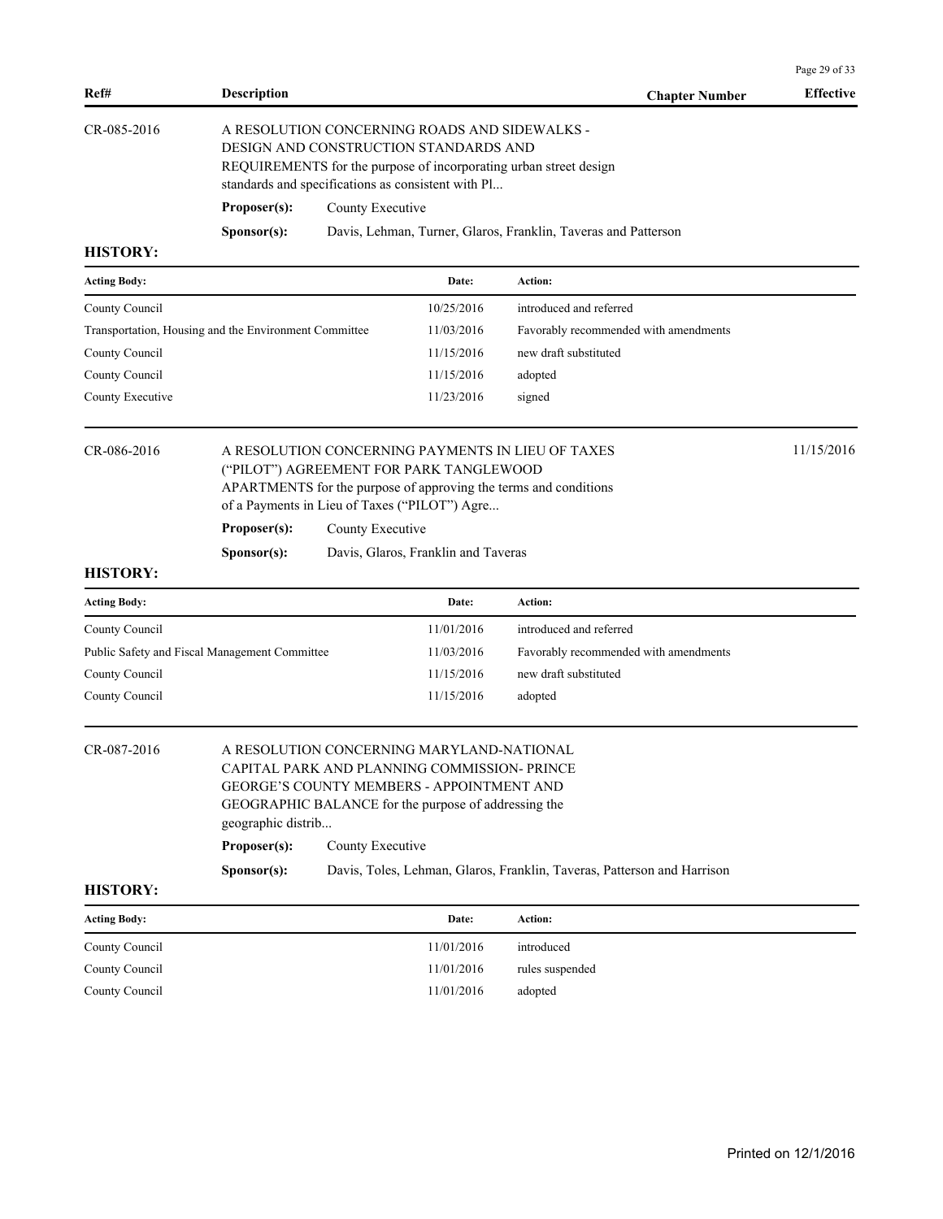| Ref# | Description | Chapter Number | Effective |
|---|---|---|---|

CR-085-2016 — A RESOLUTION CONCERNING ROADS AND SIDEWALKS - DESIGN AND CONSTRUCTION STANDARDS AND REQUIREMENTS for the purpose of incorporating urban street design standards and specifications as consistent with Pl...

**Proposer(s):** County Executive

**Sponsor(s):** Davis, Lehman, Turner, Glaros, Franklin, Taveras and Patterson

**HISTORY:**

| Acting Body: | Date: | Action: |
|---|---|---|
| County Council | 10/25/2016 | introduced and referred |
| Transportation, Housing and the Environment Committee | 11/03/2016 | Favorably recommended with amendments |
| County Council | 11/15/2016 | new draft substituted |
| County Council | 11/15/2016 | adopted |
| County Executive | 11/23/2016 | signed |

CR-086-2016 — A RESOLUTION CONCERNING PAYMENTS IN LIEU OF TAXES ("PILOT") AGREEMENT FOR PARK TANGLEWOOD APARTMENTS for the purpose of approving the terms and conditions of a Payments in Lieu of Taxes ("PILOT") Agre... — Effective: 11/15/2016

**Proposer(s):** County Executive

**Sponsor(s):** Davis, Glaros, Franklin and Taveras

**HISTORY:**

| Acting Body: | Date: | Action: |
|---|---|---|
| County Council | 11/01/2016 | introduced and referred |
| Public Safety and Fiscal Management Committee | 11/03/2016 | Favorably recommended with amendments |
| County Council | 11/15/2016 | new draft substituted |
| County Council | 11/15/2016 | adopted |

CR-087-2016 — A RESOLUTION CONCERNING MARYLAND-NATIONAL CAPITAL PARK AND PLANNING COMMISSION- PRINCE GEORGE'S COUNTY MEMBERS - APPOINTMENT AND GEOGRAPHIC BALANCE for the purpose of addressing the geographic distrib...

**Proposer(s):** County Executive

**Sponsor(s):** Davis, Toles, Lehman, Glaros, Franklin, Taveras, Patterson and Harrison

**HISTORY:**

| Acting Body: | Date: | Action: |
|---|---|---|
| County Council | 11/01/2016 | introduced |
| County Council | 11/01/2016 | rules suspended |
| County Council | 11/01/2016 | adopted |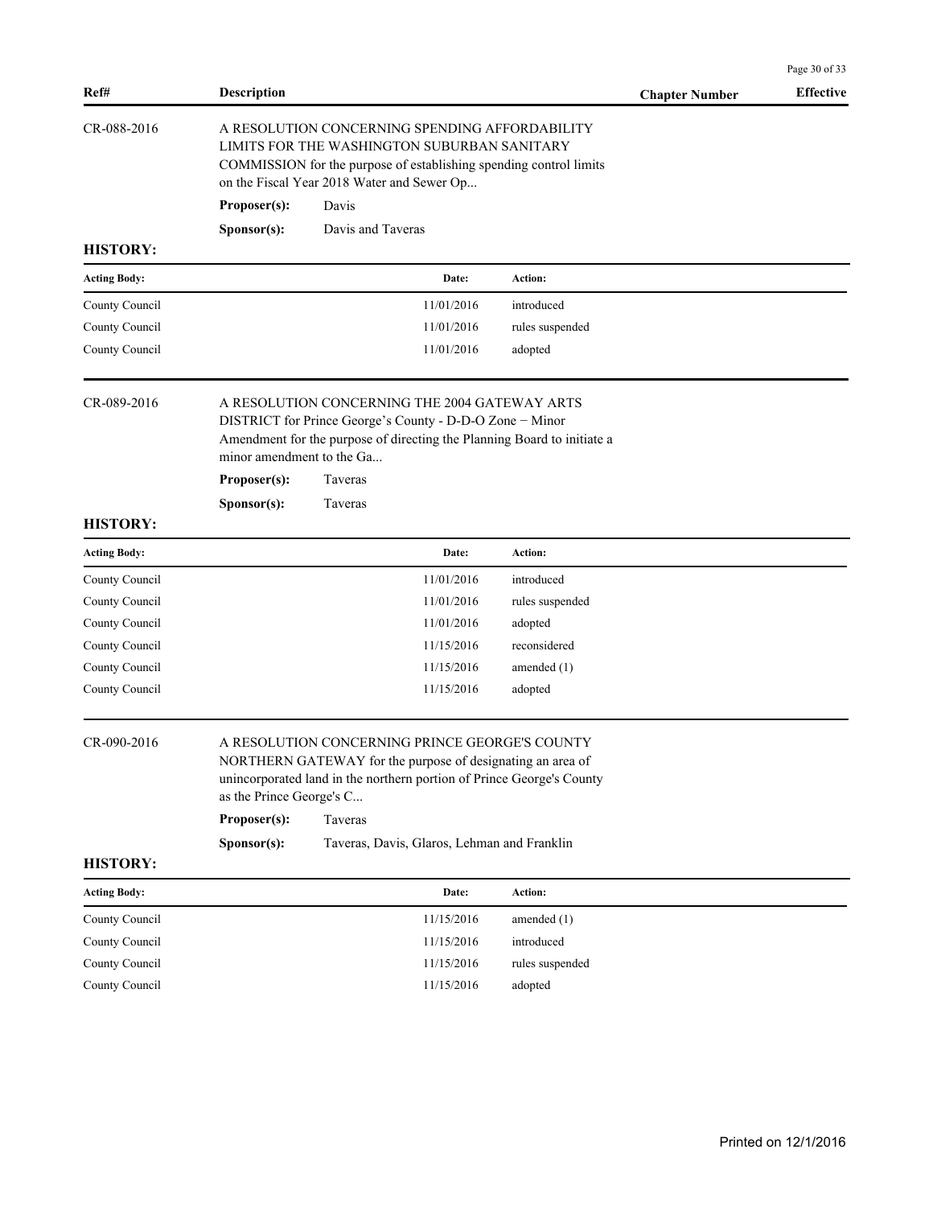| Ref# | Description | Chapter Number | Effective |
|---|---|---|---|

CR-088-2016

A RESOLUTION CONCERNING SPENDING AFFORDABILITY LIMITS FOR THE WASHINGTON SUBURBAN SANITARY COMMISSION for the purpose of establishing spending control limits on the Fiscal Year 2018 Water and Sewer Op...

**Proposer(s):** Davis

**Sponsor(s):** Davis and Taveras

**HISTORY:**

| Acting Body: | Date: | Action: |
|---|---|---|
| County Council | 11/01/2016 | introduced |
| County Council | 11/01/2016 | rules suspended |
| County Council | 11/01/2016 | adopted |

CR-089-2016

A RESOLUTION CONCERNING THE 2004 GATEWAY ARTS DISTRICT for Prince George's County - D-D-O Zone − Minor Amendment for the purpose of directing the Planning Board to initiate a minor amendment to the Ga...

**Proposer(s):** Taveras

**Sponsor(s):** Taveras

**HISTORY:**

| Acting Body: | Date: | Action: |
|---|---|---|
| County Council | 11/01/2016 | introduced |
| County Council | 11/01/2016 | rules suspended |
| County Council | 11/01/2016 | adopted |
| County Council | 11/15/2016 | reconsidered |
| County Council | 11/15/2016 | amended (1) |
| County Council | 11/15/2016 | adopted |

CR-090-2016

A RESOLUTION CONCERNING PRINCE GEORGE'S COUNTY NORTHERN GATEWAY for the purpose of designating an area of unincorporated land in the northern portion of Prince George's County as the Prince George's C...

**Proposer(s):** Taveras

**Sponsor(s):** Taveras, Davis, Glaros, Lehman and Franklin

**HISTORY:**

| Acting Body: | Date: | Action: |
|---|---|---|
| County Council | 11/15/2016 | amended (1) |
| County Council | 11/15/2016 | introduced |
| County Council | 11/15/2016 | rules suspended |
| County Council | 11/15/2016 | adopted |

Printed on 12/1/2016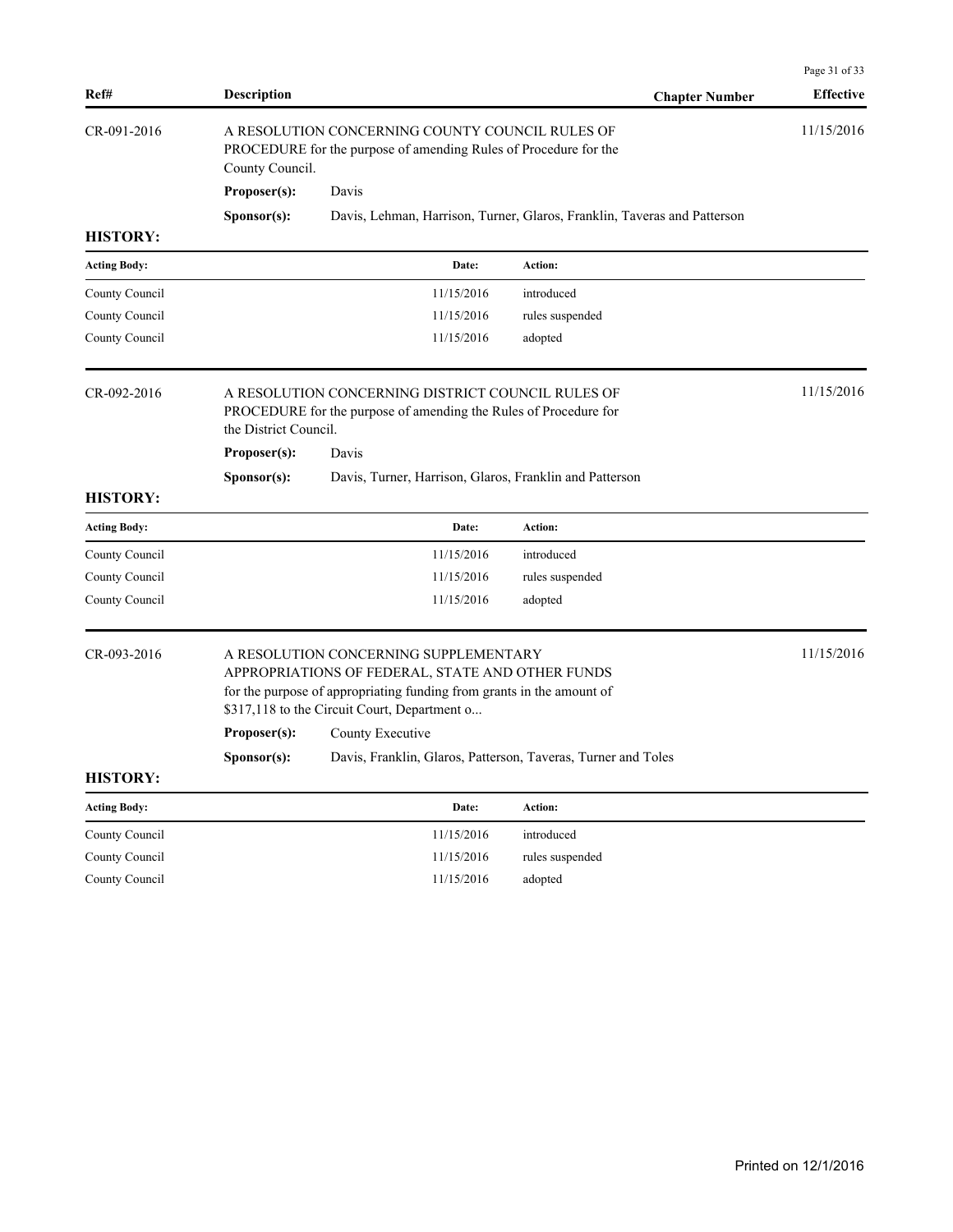| Ref# | Description | Chapter Number | Effective |
|---|---|---|---|
| CR-091-2016 | A RESOLUTION CONCERNING COUNTY COUNCIL RULES OF PROCEDURE for the purpose of amending Rules of Procedure for the County Council. | | 11/15/2016 |

**Proposer(s):** Davis

**Sponsor(s):** Davis, Lehman, Harrison, Turner, Glaros, Franklin, Taveras and Patterson

**HISTORY:**

| Acting Body: | Date: | Action: |
|---|---|---|
| County Council | 11/15/2016 | introduced |
| County Council | 11/15/2016 | rules suspended |
| County Council | 11/15/2016 | adopted |

| Ref# | Description | Chapter Number | Effective |
|---|---|---|---|
| CR-092-2016 | A RESOLUTION CONCERNING DISTRICT COUNCIL RULES OF PROCEDURE for the purpose of amending the Rules of Procedure for the District Council. | | 11/15/2016 |

**Proposer(s):** Davis

**Sponsor(s):** Davis, Turner, Harrison, Glaros, Franklin and Patterson

**HISTORY:**

| Acting Body: | Date: | Action: |
|---|---|---|
| County Council | 11/15/2016 | introduced |
| County Council | 11/15/2016 | rules suspended |
| County Council | 11/15/2016 | adopted |

| Ref# | Description | Chapter Number | Effective |
|---|---|---|---|
| CR-093-2016 | A RESOLUTION CONCERNING SUPPLEMENTARY APPROPRIATIONS OF FEDERAL, STATE AND OTHER FUNDS for the purpose of appropriating funding from grants in the amount of $317,118 to the Circuit Court, Department o... | | 11/15/2016 |

**Proposer(s):** County Executive

**Sponsor(s):** Davis, Franklin, Glaros, Patterson, Taveras, Turner and Toles

**HISTORY:**

| Acting Body: | Date: | Action: |
|---|---|---|
| County Council | 11/15/2016 | introduced |
| County Council | 11/15/2016 | rules suspended |
| County Council | 11/15/2016 | adopted |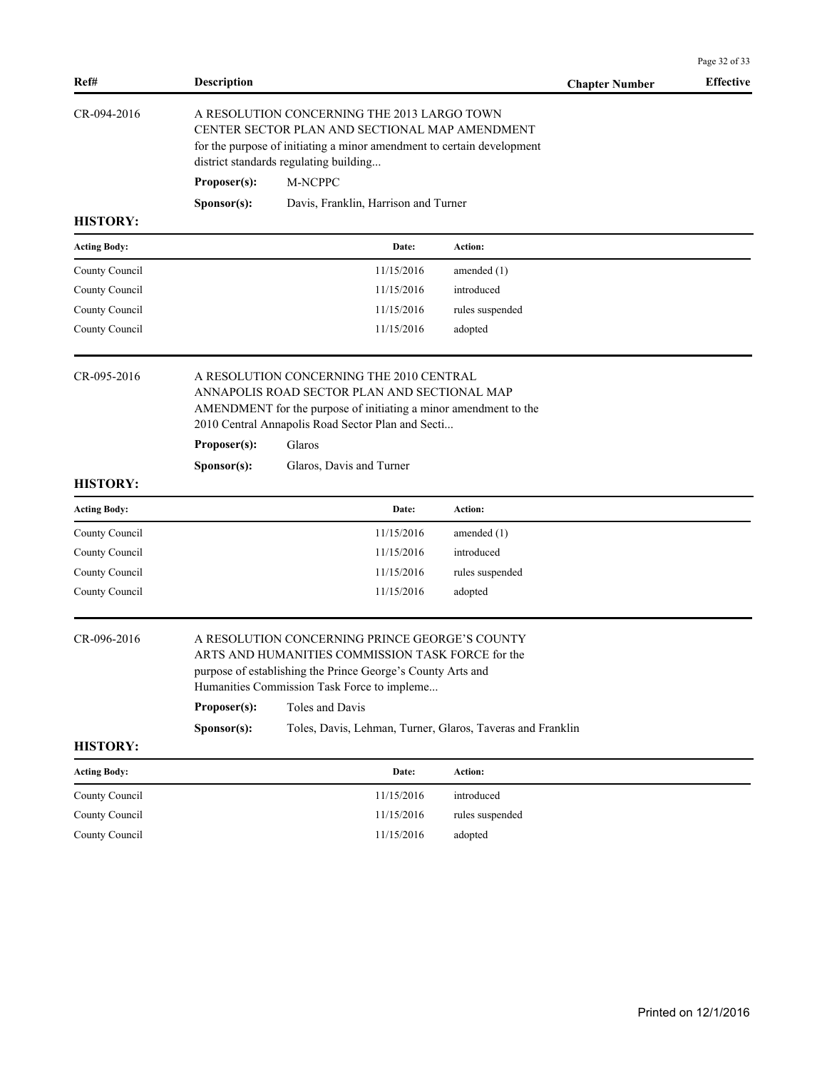| Ref# | Description | Chapter Number | Effective |
|---|---|---|---|

**CR-094-2016**

A RESOLUTION CONCERNING THE 2013 LARGO TOWN CENTER SECTOR PLAN AND SECTIONAL MAP AMENDMENT for the purpose of initiating a minor amendment to certain development district standards regulating building...

**Proposer(s):** M-NCPPC

**Sponsor(s):** Davis, Franklin, Harrison and Turner

**HISTORY:**

| Acting Body: | Date: | Action: |
|---|---|---|
| County Council | 11/15/2016 | amended (1) |
| County Council | 11/15/2016 | introduced |
| County Council | 11/15/2016 | rules suspended |
| County Council | 11/15/2016 | adopted |

**CR-095-2016**

A RESOLUTION CONCERNING THE 2010 CENTRAL ANNAPOLIS ROAD SECTOR PLAN AND SECTIONAL MAP AMENDMENT for the purpose of initiating a minor amendment to the 2010 Central Annapolis Road Sector Plan and Secti...

**Proposer(s):** Glaros

**Sponsor(s):** Glaros, Davis and Turner

**HISTORY:**

| Acting Body: | Date: | Action: |
|---|---|---|
| County Council | 11/15/2016 | amended (1) |
| County Council | 11/15/2016 | introduced |
| County Council | 11/15/2016 | rules suspended |
| County Council | 11/15/2016 | adopted |

**CR-096-2016**

A RESOLUTION CONCERNING PRINCE GEORGE'S COUNTY ARTS AND HUMANITIES COMMISSION TASK FORCE for the purpose of establishing the Prince George's County Arts and Humanities Commission Task Force to impleme...

**Proposer(s):** Toles and Davis

**Sponsor(s):** Toles, Davis, Lehman, Turner, Glaros, Taveras and Franklin

**HISTORY:**

| Acting Body: | Date: | Action: |
|---|---|---|
| County Council | 11/15/2016 | introduced |
| County Council | 11/15/2016 | rules suspended |
| County Council | 11/15/2016 | adopted |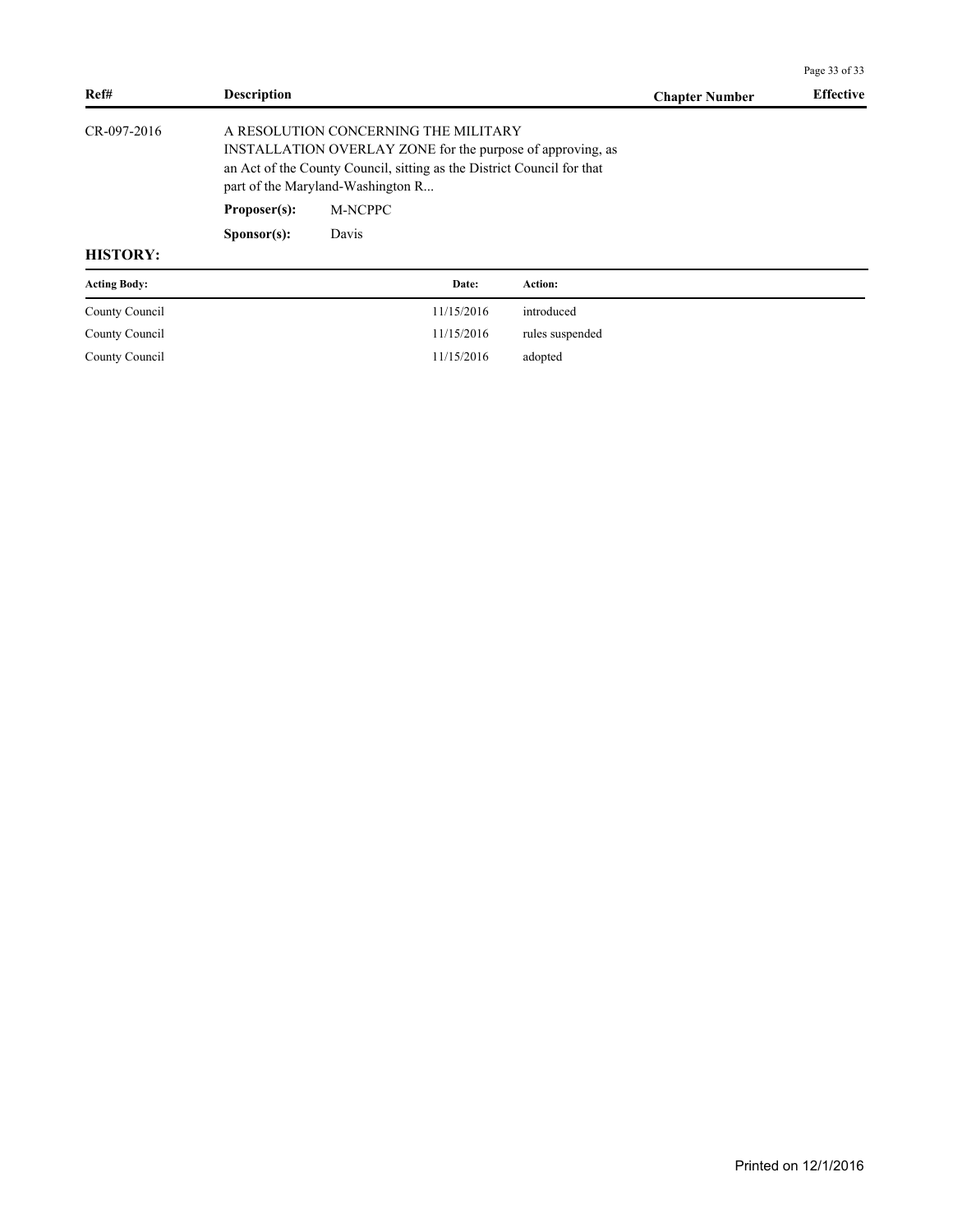| Ref# | Description | | Chapter Number | Effective |
|---|---|---|---|---|
| CR-097-2016 | A RESOLUTION CONCERNING THE MILITARY INSTALLATION OVERLAY ZONE for the purpose of approving, as an Act of the County Council, sitting as the District Council for that part of the Maryland-Washington R... | | | |
| | **Proposer(s):** | M-NCPPC | | |
| | **Sponsor(s):** | Davis | | |

**HISTORY:**

| Acting Body: | Date: | Action: |
|---|---|---|
| County Council | 11/15/2016 | introduced |
| County Council | 11/15/2016 | rules suspended |
| County Council | 11/15/2016 | adopted |

Printed on 12/1/2016